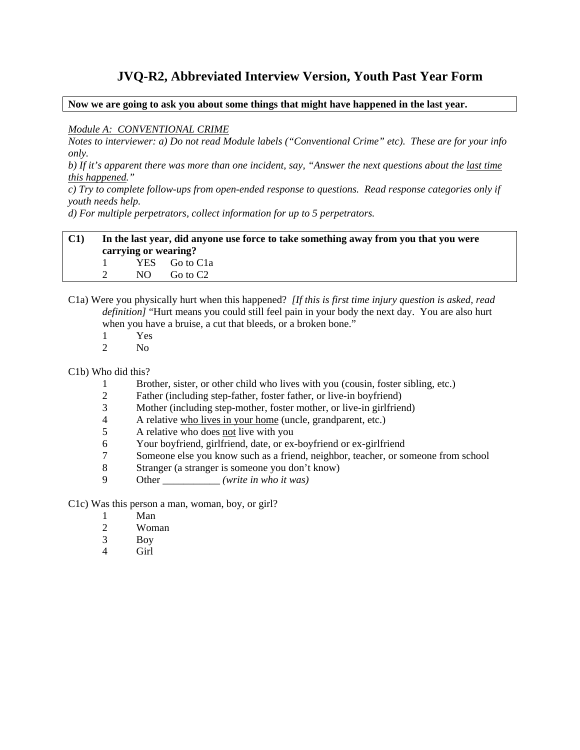# JVQ-R2, Abbreviated Interview Version, Youth Past Year Form

**Now we are going to ask you about some things that might have happened in the last year.**

*Module A: CONVENTIONAL CRIME*

*Notes to interviewer: a) Do not read Module labels ("Conventional Crime" etc). These are for your info only.*

*b) If it's apparent there was more than one incident, say, "Answer the next questions about the last time this happened."*

*c) Try to complete follow-ups from open-ended response to questions. Read response categories only if youth needs help.*

*d) For multiple perpetrators, collect information for up to 5 perpetrators.*

**C1) In the last year, did anyone use force to take something away from you that you were carrying or wearing?**

1 YES Go to C1a

2 NO Go to C2

C1a) Were you physically hurt when this happened? *[If this is first time injury question is asked, read definition]* "Hurt means you could still feel pain in your body the next day. You are also hurt when you have a bruise, a cut that bleeds, or a broken bone."

1 Yes

2 No

C1b) Who did this?

1 Brother, sister, or other child who lives with you (cousin, foster sibling, etc.)

2 Father (including step-father, foster father, or live-in boyfriend)

3 Mother (including step-mother, foster mother, or live-in girlfriend)

4 A relative who lives in your home (uncle, grandparent, etc.)

5 A relative who does not live with you

6 Your boyfriend, girlfriend, date, or ex-boyfriend or ex-girlfriend

7 Someone else you know such as a friend, neighbor, teacher, or someone from school

8 Stranger (a stranger is someone you don't know)

9 Other ___________ *(write in who it was)*

C1c) Was this person a man, woman, boy, or girl?

1 Man

2 Woman

3 Boy

4 Girl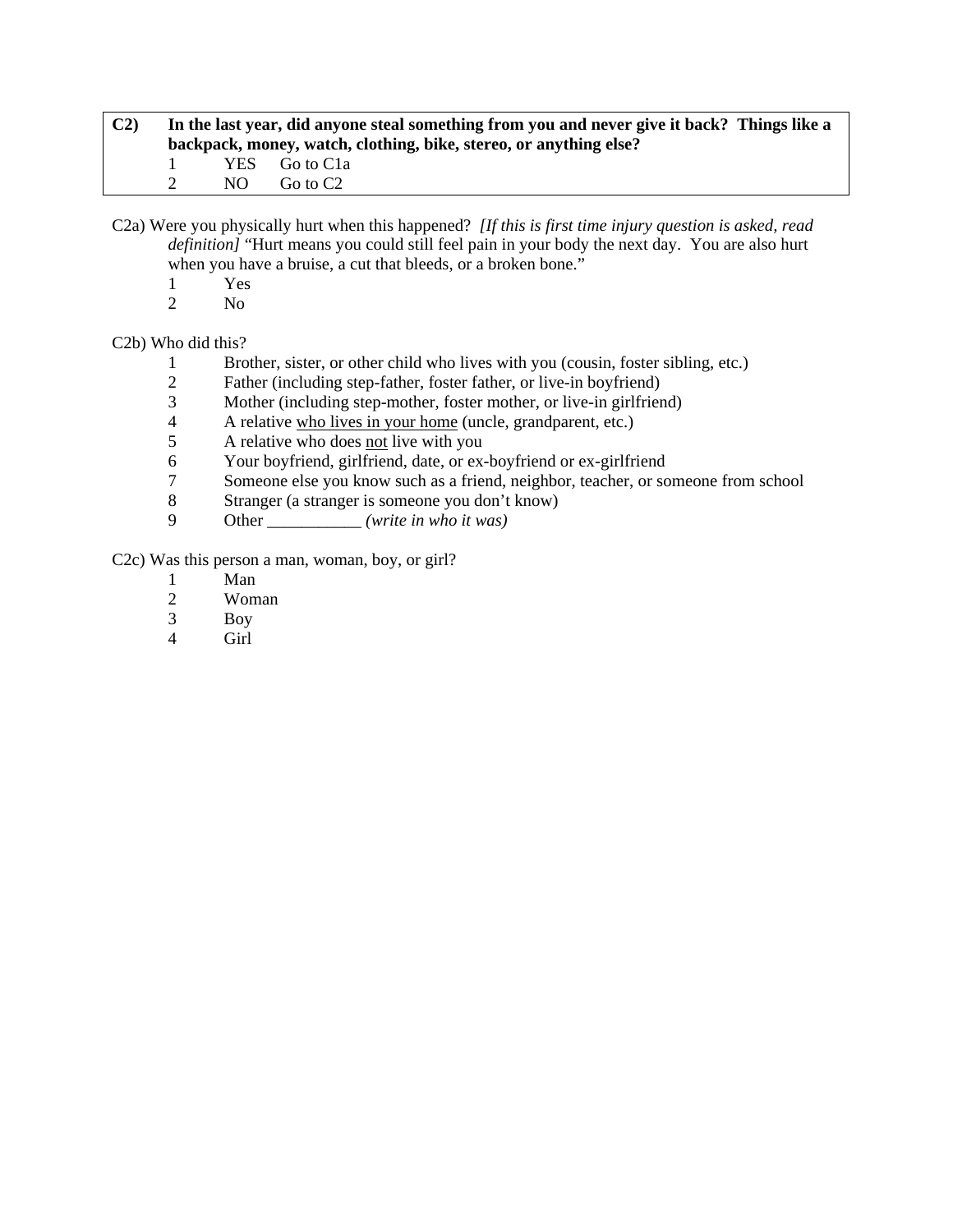**C2)** **In the last year, did anyone steal something from you and never give it back? Things like a backpack, money, watch, clothing, bike, stereo, or anything else?**

1 YES Go to C1a

2 NO Go to C2

C2a) Were you physically hurt when this happened? *[If this is first time injury question is asked, read definition]* "Hurt means you could still feel pain in your body the next day. You are also hurt when you have a bruise, a cut that bleeds, or a broken bone."

1 Yes

2 No

C2b) Who did this?

1 Brother, sister, or other child who lives with you (cousin, foster sibling, etc.)

2 Father (including step-father, foster father, or live-in boyfriend)

3 Mother (including step-mother, foster mother, or live-in girlfriend)

4 A relative <u>who lives in your home</u> (uncle, grandparent, etc.)

5 A relative who does <u>not</u> live with you

6 Your boyfriend, girlfriend, date, or ex-boyfriend or ex-girlfriend

7 Someone else you know such as a friend, neighbor, teacher, or someone from school

8 Stranger (a stranger is someone you don't know)

9 Other ___________ *(write in who it was)*

C2c) Was this person a man, woman, boy, or girl?

1 Man

2 Woman

3 Boy

4 Girl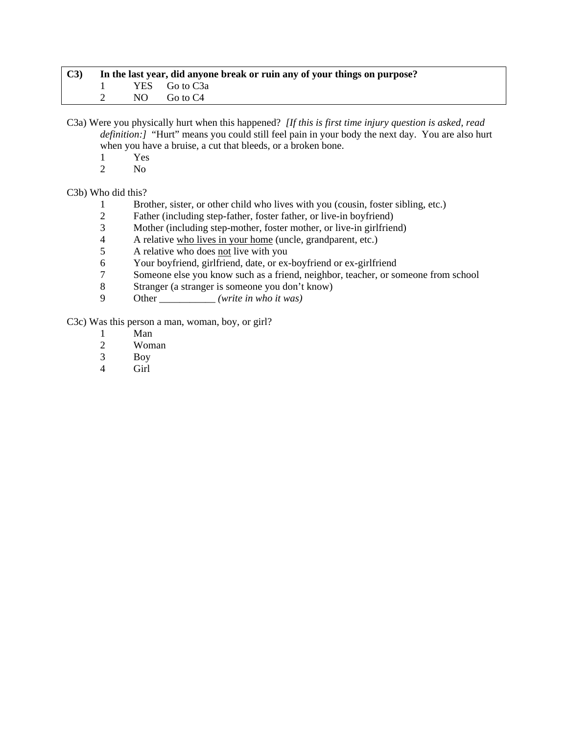| **C3)** | **In the last year, did anyone break or ruin any of your things on purpose?** |
|---|---|
| | 1 &nbsp;&nbsp; YES &nbsp;&nbsp; Go to C3a |
| | 2 &nbsp;&nbsp; NO &nbsp;&nbsp; Go to C4 |

C3a) Were you physically hurt when this happened? *[If this is first time injury question is asked, read definition:]* "Hurt" means you could still feel pain in your body the next day. You are also hurt when you have a bruise, a cut that bleeds, or a broken bone.

1 Yes
2 No

C3b) Who did this?

1 Brother, sister, or other child who lives with you (cousin, foster sibling, etc.)
2 Father (including step-father, foster father, or live-in boyfriend)
3 Mother (including step-mother, foster mother, or live-in girlfriend)
4 A relative <u>who lives in your home</u> (uncle, grandparent, etc.)
5 A relative who does <u>not</u> live with you
6 Your boyfriend, girlfriend, date, or ex-boyfriend or ex-girlfriend
7 Someone else you know such as a friend, neighbor, teacher, or someone from school
8 Stranger (a stranger is someone you don't know)
9 Other ___________ *(write in who it was)*

C3c) Was this person a man, woman, boy, or girl?

1 Man
2 Woman
3 Boy
4 Girl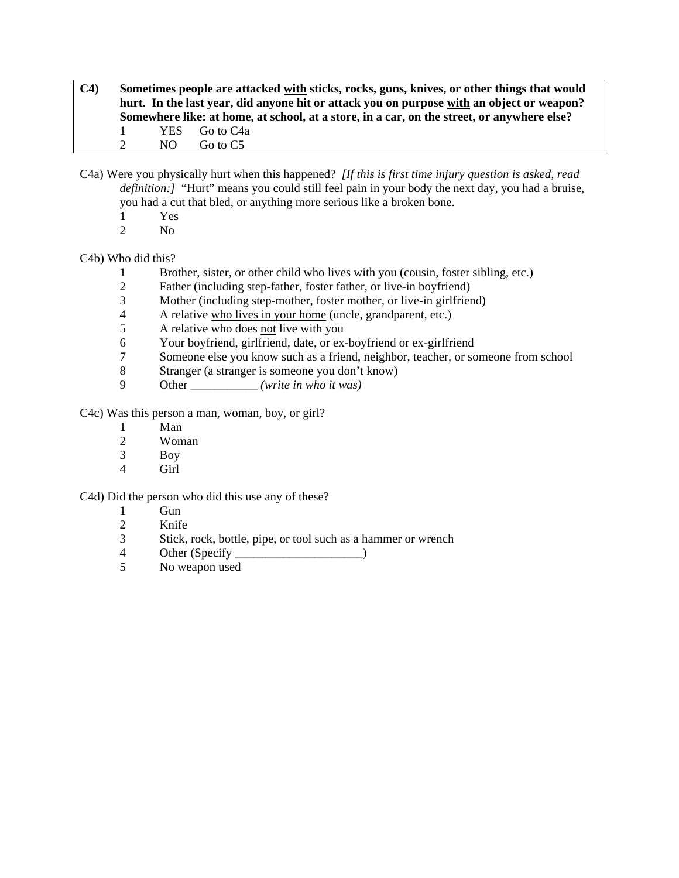**C4)** **Sometimes people are attacked <u>with</u> sticks, rocks, guns, knives, or other things that would hurt. In the last year, did anyone hit or attack you on purpose <u>with</u> an object or weapon? Somewhere like: at home, at school, at a store, in a car, on the street, or anywhere else?**

1 YES Go to C4a
2 NO Go to C5

C4a) Were you physically hurt when this happened? *[If this is first time injury question is asked, read definition:]* "Hurt" means you could still feel pain in your body the next day, you had a bruise, you had a cut that bled, or anything more serious like a broken bone.

1 Yes
2 No

C4b) Who did this?

1 Brother, sister, or other child who lives with you (cousin, foster sibling, etc.)
2 Father (including step-father, foster father, or live-in boyfriend)
3 Mother (including step-mother, foster mother, or live-in girlfriend)
4 A relative <u>who lives in your home</u> (uncle, grandparent, etc.)
5 A relative who does <u>not</u> live with you
6 Your boyfriend, girlfriend, date, or ex-boyfriend or ex-girlfriend
7 Someone else you know such as a friend, neighbor, teacher, or someone from school
8 Stranger (a stranger is someone you don't know)
9 Other ___________ *(write in who it was)*

C4c) Was this person a man, woman, boy, or girl?

1 Man
2 Woman
3 Boy
4 Girl

C4d) Did the person who did this use any of these?

1 Gun
2 Knife
3 Stick, rock, bottle, pipe, or tool such as a hammer or wrench
4 Other (Specify _____________________)
5 No weapon used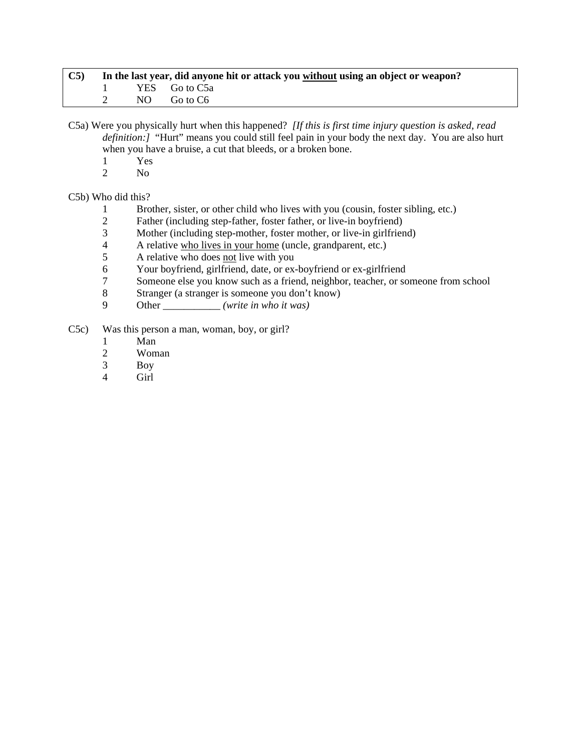| **C5)** | **In the last year, did anyone hit or attack you <u>without</u> using an object or weapon?** |
|---|---|
| | 1 YES Go to C5a |
| | 2 NO Go to C6 |

C5a) Were you physically hurt when this happened? *[If this is first time injury question is asked, read definition:]* "Hurt" means you could still feel pain in your body the next day. You are also hurt when you have a bruise, a cut that bleeds, or a broken bone.

1 Yes
2 No

C5b) Who did this?

1 Brother, sister, or other child who lives with you (cousin, foster sibling, etc.)
2 Father (including step-father, foster father, or live-in boyfriend)
3 Mother (including step-mother, foster mother, or live-in girlfriend)
4 A relative <u>who lives in your home</u> (uncle, grandparent, etc.)
5 A relative who does <u>not</u> live with you
6 Your boyfriend, girlfriend, date, or ex-boyfriend or ex-girlfriend
7 Someone else you know such as a friend, neighbor, teacher, or someone from school
8 Stranger (a stranger is someone you don't know)
9 Other ___________ *(write in who it was)*

C5c) Was this person a man, woman, boy, or girl?

1 Man
2 Woman
3 Boy
4 Girl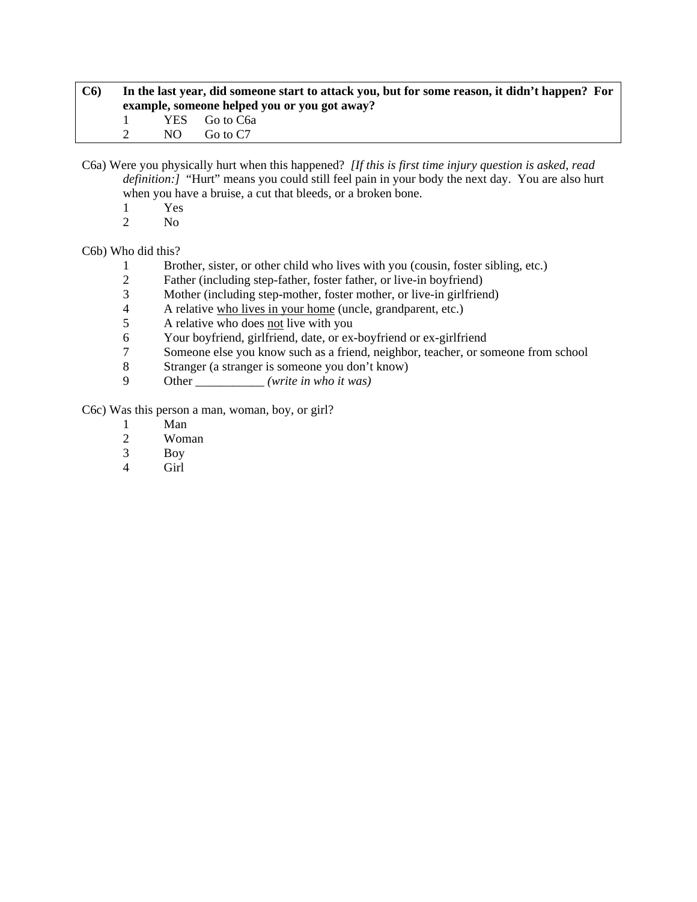**C6) In the last year, did someone start to attack you, but for some reason, it didn't happen? For example, someone helped you or you got away?**

1 YES Go to C6a
2 NO Go to C7

C6a) Were you physically hurt when this happened? *[If this is first time injury question is asked, read definition:]* "Hurt" means you could still feel pain in your body the next day. You are also hurt when you have a bruise, a cut that bleeds, or a broken bone.

1 Yes
2 No

C6b) Who did this?

1 Brother, sister, or other child who lives with you (cousin, foster sibling, etc.)
2 Father (including step-father, foster father, or live-in boyfriend)
3 Mother (including step-mother, foster mother, or live-in girlfriend)
4 A relative <u>who lives in your home</u> (uncle, grandparent, etc.)
5 A relative who does <u>not</u> live with you
6 Your boyfriend, girlfriend, date, or ex-boyfriend or ex-girlfriend
7 Someone else you know such as a friend, neighbor, teacher, or someone from school
8 Stranger (a stranger is someone you don't know)
9 Other ___________ *(write in who it was)*

C6c) Was this person a man, woman, boy, or girl?

1 Man
2 Woman
3 Boy
4 Girl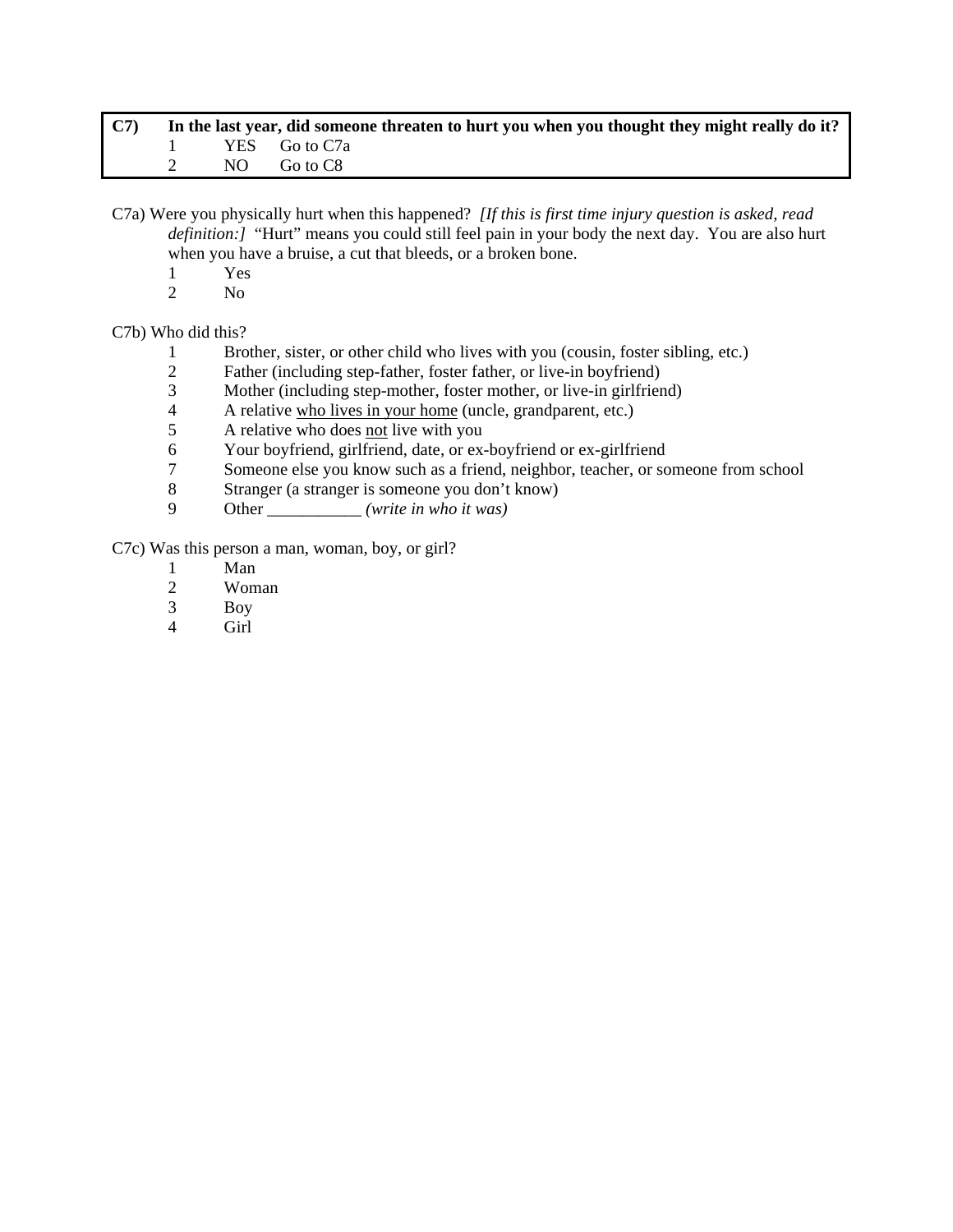| **C7)** | **In the last year, did someone threaten to hurt you when you thought they might really do it?** |
|---|---|
| | 1 YES Go to C7a |
| | 2 NO Go to C8 |

C7a) Were you physically hurt when this happened? *[If this is first time injury question is asked, read definition:]* "Hurt" means you could still feel pain in your body the next day. You are also hurt when you have a bruise, a cut that bleeds, or a broken bone.

1 Yes
2 No

C7b) Who did this?

1 Brother, sister, or other child who lives with you (cousin, foster sibling, etc.)
2 Father (including step-father, foster father, or live-in boyfriend)
3 Mother (including step-mother, foster mother, or live-in girlfriend)
4 A relative <u>who lives in your home</u> (uncle, grandparent, etc.)
5 A relative who does <u>not</u> live with you
6 Your boyfriend, girlfriend, date, or ex-boyfriend or ex-girlfriend
7 Someone else you know such as a friend, neighbor, teacher, or someone from school
8 Stranger (a stranger is someone you don't know)
9 Other ___________ *(write in who it was)*

C7c) Was this person a man, woman, boy, or girl?

1 Man
2 Woman
3 Boy
4 Girl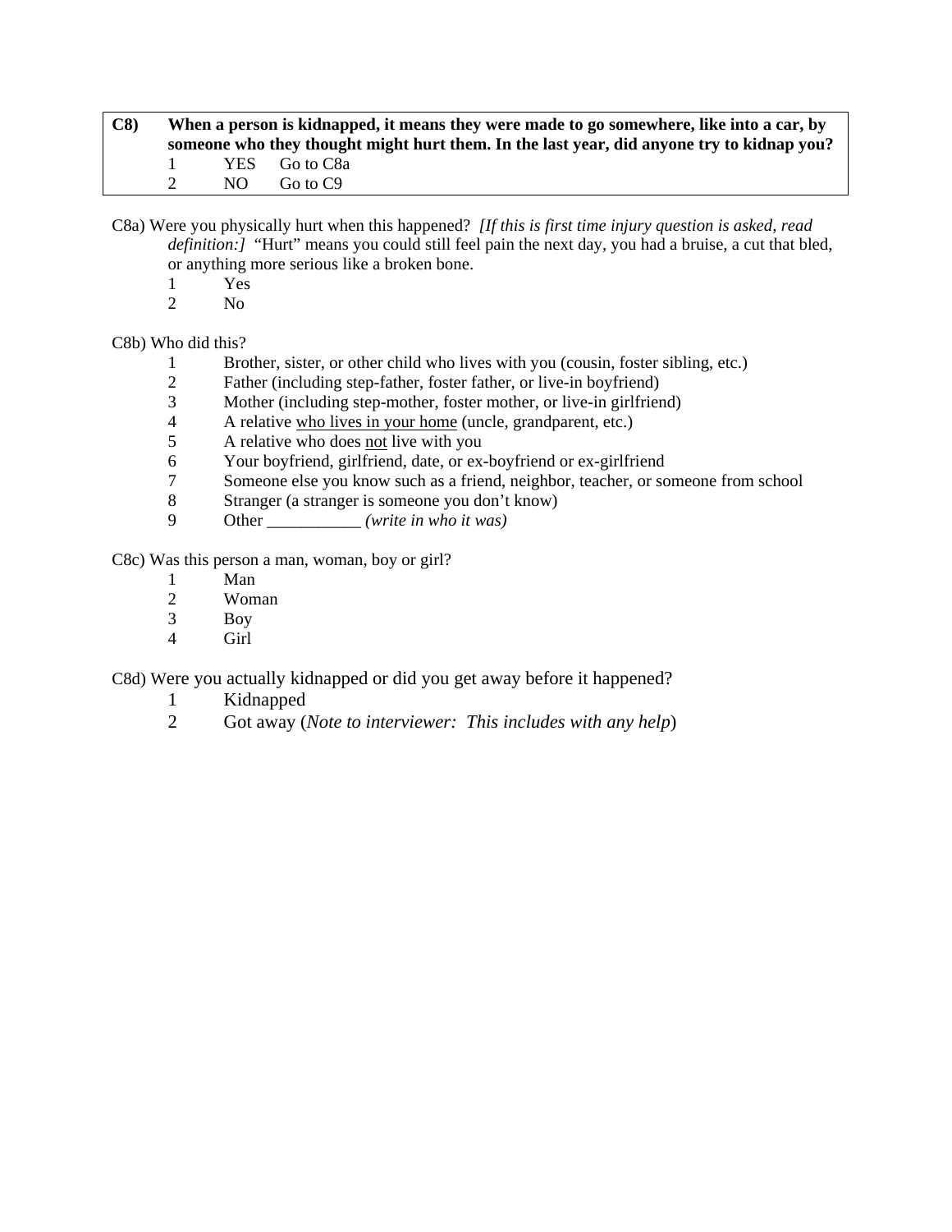| **C8)** | **When a person is kidnapped, it means they were made to go somewhere, like into a car, by someone who they thought might hurt them. In the last year, did anyone try to kidnap you?** |
|---|---|
| | 1 YES Go to C8a |
| | 2 NO Go to C9 |

C8a) Were you physically hurt when this happened? *[If this is first time injury question is asked, read definition:]* "Hurt" means you could still feel pain the next day, you had a bruise, a cut that bled, or anything more serious like a broken bone.

1 Yes
2 No

C8b) Who did this?

1 Brother, sister, or other child who lives with you (cousin, foster sibling, etc.)
2 Father (including step-father, foster father, or live-in boyfriend)
3 Mother (including step-mother, foster mother, or live-in girlfriend)
4 A relative <u>who lives in your home</u> (uncle, grandparent, etc.)
5 A relative who does <u>not</u> live with you
6 Your boyfriend, girlfriend, date, or ex-boyfriend or ex-girlfriend
7 Someone else you know such as a friend, neighbor, teacher, or someone from school
8 Stranger (a stranger is someone you don't know)
9 Other ___________ *(write in who it was)*

C8c) Was this person a man, woman, boy or girl?

1 Man
2 Woman
3 Boy
4 Girl

C8d) Were you actually kidnapped or did you get away before it happened?

1 Kidnapped
2 Got away (*Note to interviewer: This includes with any help*)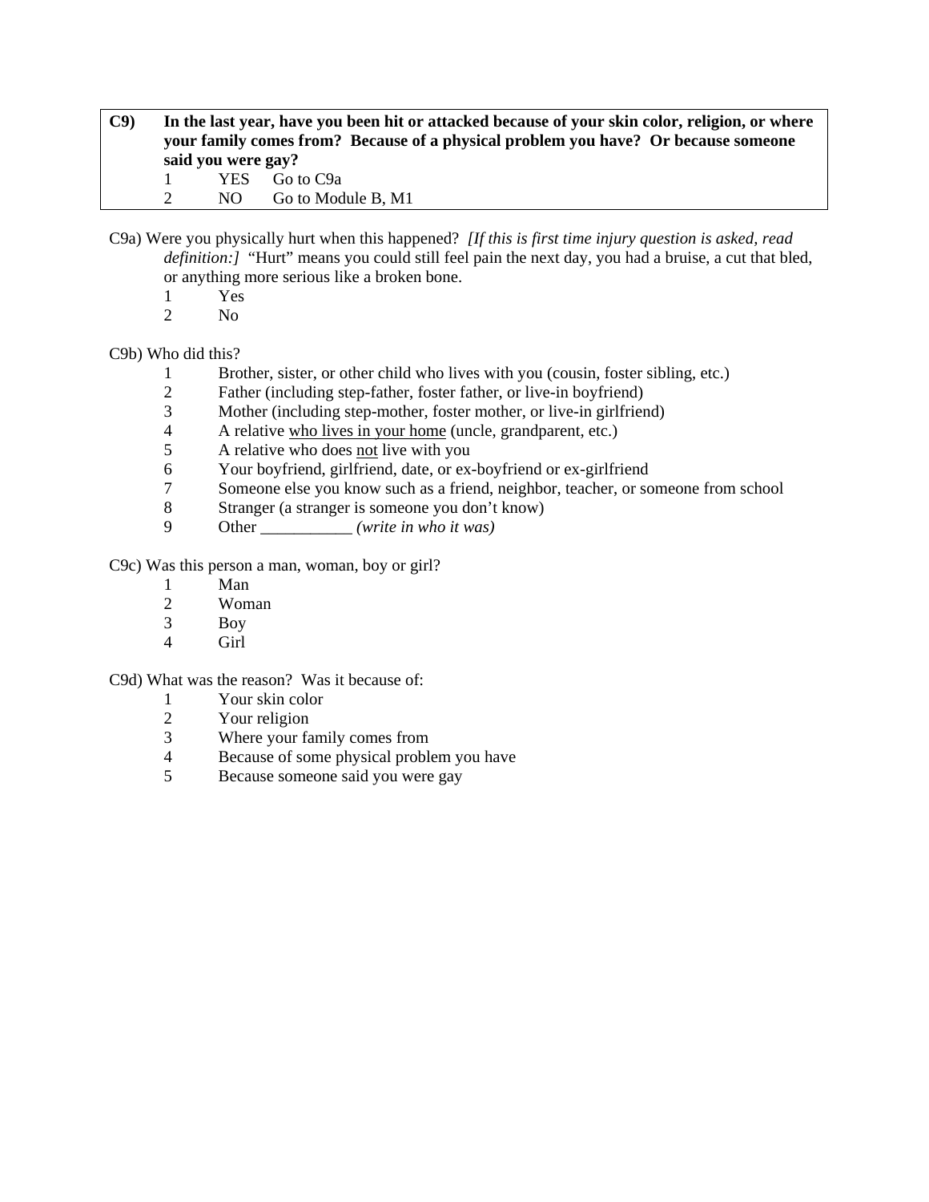**C9) In the last year, have you been hit or attacked because of your skin color, religion, or where your family comes from? Because of a physical problem you have? Or because someone said you were gay?**

1 YES Go to C9a
2 NO Go to Module B, M1

C9a) Were you physically hurt when this happened? *[If this is first time injury question is asked, read definition:]* "Hurt" means you could still feel pain the next day, you had a bruise, a cut that bled, or anything more serious like a broken bone.

1 Yes
2 No

C9b) Who did this?

1 Brother, sister, or other child who lives with you (cousin, foster sibling, etc.)
2 Father (including step-father, foster father, or live-in boyfriend)
3 Mother (including step-mother, foster mother, or live-in girlfriend)
4 A relative <u>who lives in your home</u> (uncle, grandparent, etc.)
5 A relative who does <u>not</u> live with you
6 Your boyfriend, girlfriend, date, or ex-boyfriend or ex-girlfriend
7 Someone else you know such as a friend, neighbor, teacher, or someone from school
8 Stranger (a stranger is someone you don't know)
9 Other ___________ *(write in who it was)*

C9c) Was this person a man, woman, boy or girl?

1 Man
2 Woman
3 Boy
4 Girl

C9d) What was the reason? Was it because of:

1 Your skin color
2 Your religion
3 Where your family comes from
4 Because of some physical problem you have
5 Because someone said you were gay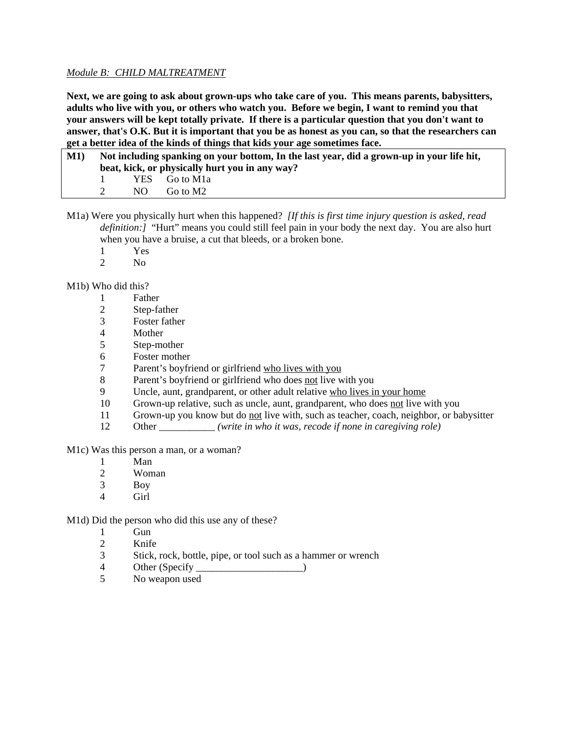*Module B: CHILD MALTREATMENT*

**Next, we are going to ask about grown-ups who take care of you. This means parents, babysitters, adults who live with you, or others who watch you. Before we begin, I want to remind you that your answers will be kept totally private. If there is a particular question that you don't want to answer, that's O.K. But it is important that you be as honest as you can, so that the researchers can get a better idea of the kinds of things that kids your age sometimes face.**

| **M1)** | **Not including spanking on your bottom, In the last year, did a grown-up in your life hit, beat, kick, or physically hurt you in any way?** | |
|---|---|---|
| | 1 YES | Go to M1a |
| | 2 NO | Go to M2 |

M1a) Were you physically hurt when this happened? *[If this is first time injury question is asked, read definition:]* "Hurt" means you could still feel pain in your body the next day. You are also hurt when you have a bruise, a cut that bleeds, or a broken bone.

1 Yes
2 No

M1b) Who did this?

1 Father
2 Step-father
3 Foster father
4 Mother
5 Step-mother
6 Foster mother
7 Parent's boyfriend or girlfriend <u>who lives with you</u>
8 Parent's boyfriend or girlfriend who does <u>not</u> live with you
9 Uncle, aunt, grandparent, or other adult relative <u>who lives in your home</u>
10 Grown-up relative, such as uncle, aunt, grandparent, who does <u>not</u> live with you
11 Grown-up you know but do <u>not</u> live with, such as teacher, coach, neighbor, or babysitter
12 Other ___________ *(write in who it was, recode if none in caregiving role)*

M1c) Was this person a man, or a woman?

1 Man
2 Woman
3 Boy
4 Girl

M1d) Did the person who did this use any of these?

1 Gun
2 Knife
3 Stick, rock, bottle, pipe, or tool such as a hammer or wrench
4 Other (Specify _____________________)
5 No weapon used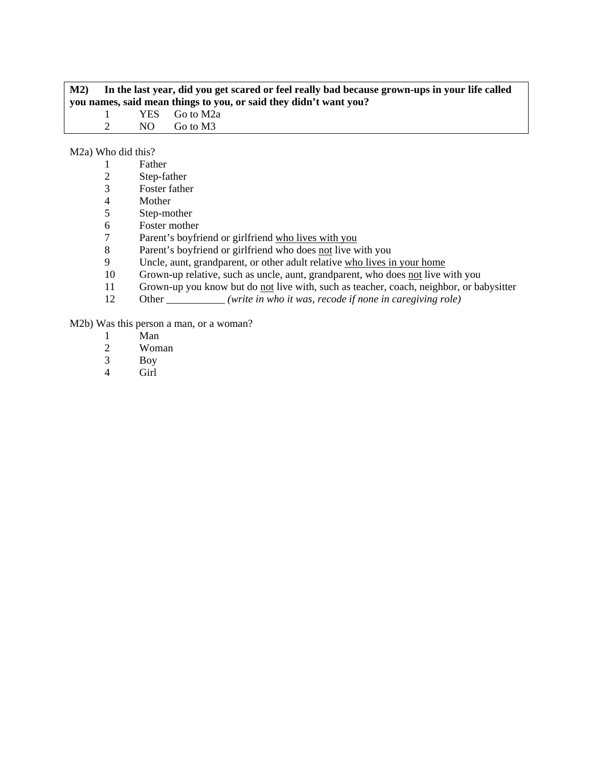**M2) In the last year, did you get scared or feel really bad because grown-ups in your life called you names, said mean things to you, or said they didn't want you?**

1 YES Go to M2a
2 NO Go to M3

M2a) Who did this?

1 Father
2 Step-father
3 Foster father
4 Mother
5 Step-mother
6 Foster mother
7 Parent's boyfriend or girlfriend <u>who lives with you</u>
8 Parent's boyfriend or girlfriend who does <u>not</u> live with you
9 Uncle, aunt, grandparent, or other adult relative <u>who lives in your home</u>
10 Grown-up relative, such as uncle, aunt, grandparent, who does <u>not</u> live with you
11 Grown-up you know but do <u>not</u> live with, such as teacher, coach, neighbor, or babysitter
12 Other ___________ *(write in who it was, recode if none in caregiving role)*

M2b) Was this person a man, or a woman?

1 Man
2 Woman
3 Boy
4 Girl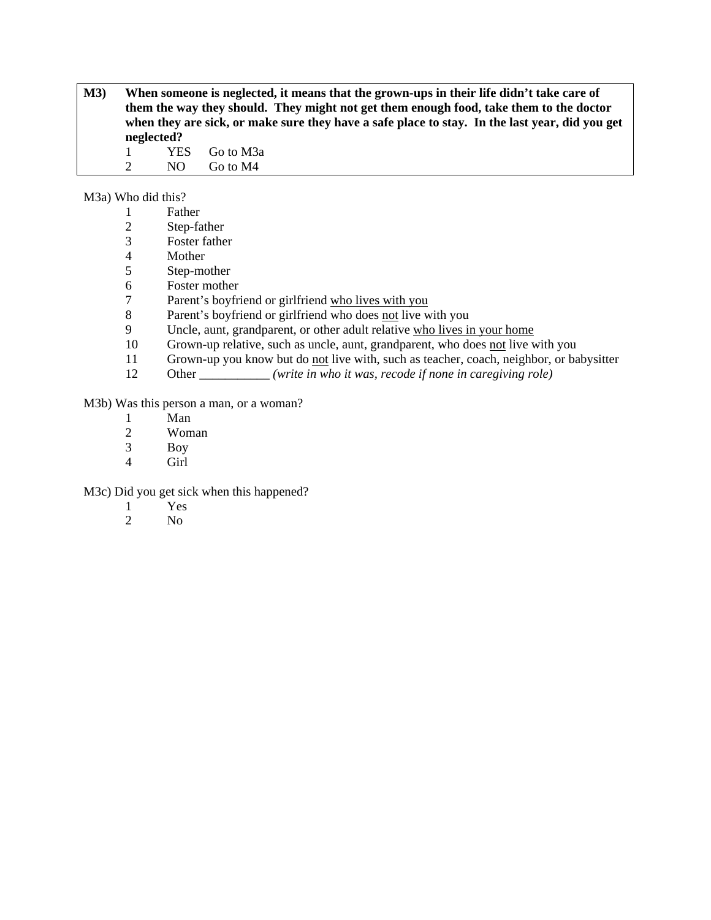| **M3)** | **When someone is neglected, it means that the grown-ups in their life didn't take care of them the way they should. They might not get them enough food, take them to the doctor when they are sick, or make sure they have a safe place to stay. In the last year, did you get neglected?** |
|---|---|
| | 1 YES Go to M3a |
| | 2 NO Go to M4 |

M3a) Who did this?

1. Father
2. Step-father
3. Foster father
4. Mother
5. Step-mother
6. Foster mother
7. Parent's boyfriend or girlfriend <u>who lives with you</u>
8. Parent's boyfriend or girlfriend who does <u>not</u> live with you
9. Uncle, aunt, grandparent, or other adult relative <u>who lives in your home</u>
10. Grown-up relative, such as uncle, aunt, grandparent, who does <u>not</u> live with you
11. Grown-up you know but do <u>not</u> live with, such as teacher, coach, neighbor, or babysitter
12. Other ___________ *(write in who it was, recode if none in caregiving role)*

M3b) Was this person a man, or a woman?

1. Man
2. Woman
3. Boy
4. Girl

M3c) Did you get sick when this happened?

1. Yes
2. No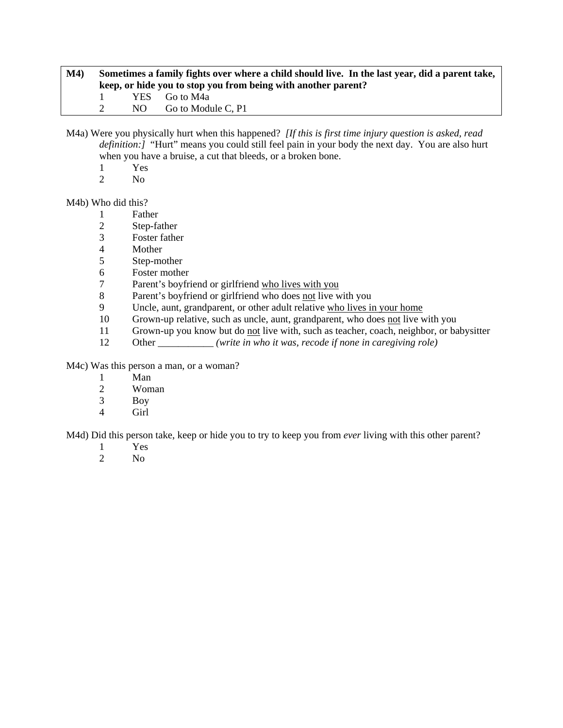**M4) Sometimes a family fights over where a child should live. In the last year, did a parent take, keep, or hide you to stop you from being with another parent?**

1 YES Go to M4a
2 NO Go to Module C, P1

M4a) Were you physically hurt when this happened? *[If this is first time injury question is asked, read definition:]* "Hurt" means you could still feel pain in your body the next day. You are also hurt when you have a bruise, a cut that bleeds, or a broken bone.

1 Yes
2 No

M4b) Who did this?

1 Father
2 Step-father
3 Foster father
4 Mother
5 Step-mother
6 Foster mother
7 Parent's boyfriend or girlfriend <u>who lives with you</u>
8 Parent's boyfriend or girlfriend who does <u>not</u> live with you
9 Uncle, aunt, grandparent, or other adult relative <u>who lives in your home</u>
10 Grown-up relative, such as uncle, aunt, grandparent, who does <u>not</u> live with you
11 Grown-up you know but do <u>not</u> live with, such as teacher, coach, neighbor, or babysitter
12 Other ___________ *(write in who it was, recode if none in caregiving role)*

M4c) Was this person a man, or a woman?

1 Man
2 Woman
3 Boy
4 Girl

M4d) Did this person take, keep or hide you to try to keep you from *ever* living with this other parent?

1 Yes
2 No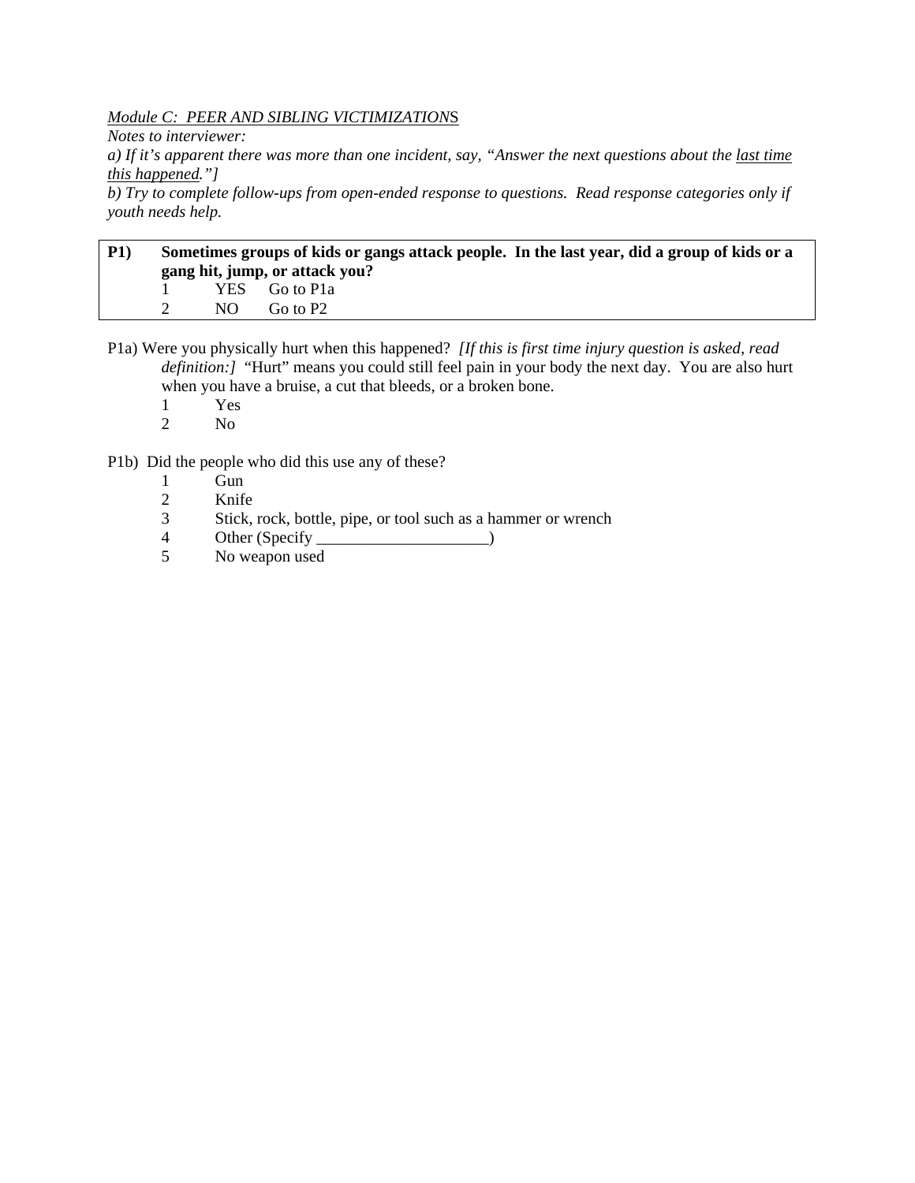*<u>Module C: PEER AND SIBLING VICTIMIZATIONS</u>*

*Notes to interviewer:*

*a) If it's apparent there was more than one incident, say, "Answer the next questions about the <u>last time this happened</u>."]*

*b) Try to complete follow-ups from open-ended response to questions. Read response categories only if youth needs help.*

| **P1)** | **Sometimes groups of kids or gangs attack people. In the last year, did a group of kids or a gang hit, jump, or attack you?** | |
|---|---|---|
| | 1 YES | Go to P1a |
| | 2 NO | Go to P2 |

P1a) Were you physically hurt when this happened? *[If this is first time injury question is asked, read definition:]* "Hurt" means you could still feel pain in your body the next day. You are also hurt when you have a bruise, a cut that bleeds, or a broken bone.

1 Yes
2 No

P1b) Did the people who did this use any of these?

1 Gun
2 Knife
3 Stick, rock, bottle, pipe, or tool such as a hammer or wrench
4 Other (Specify _____________________)
5 No weapon used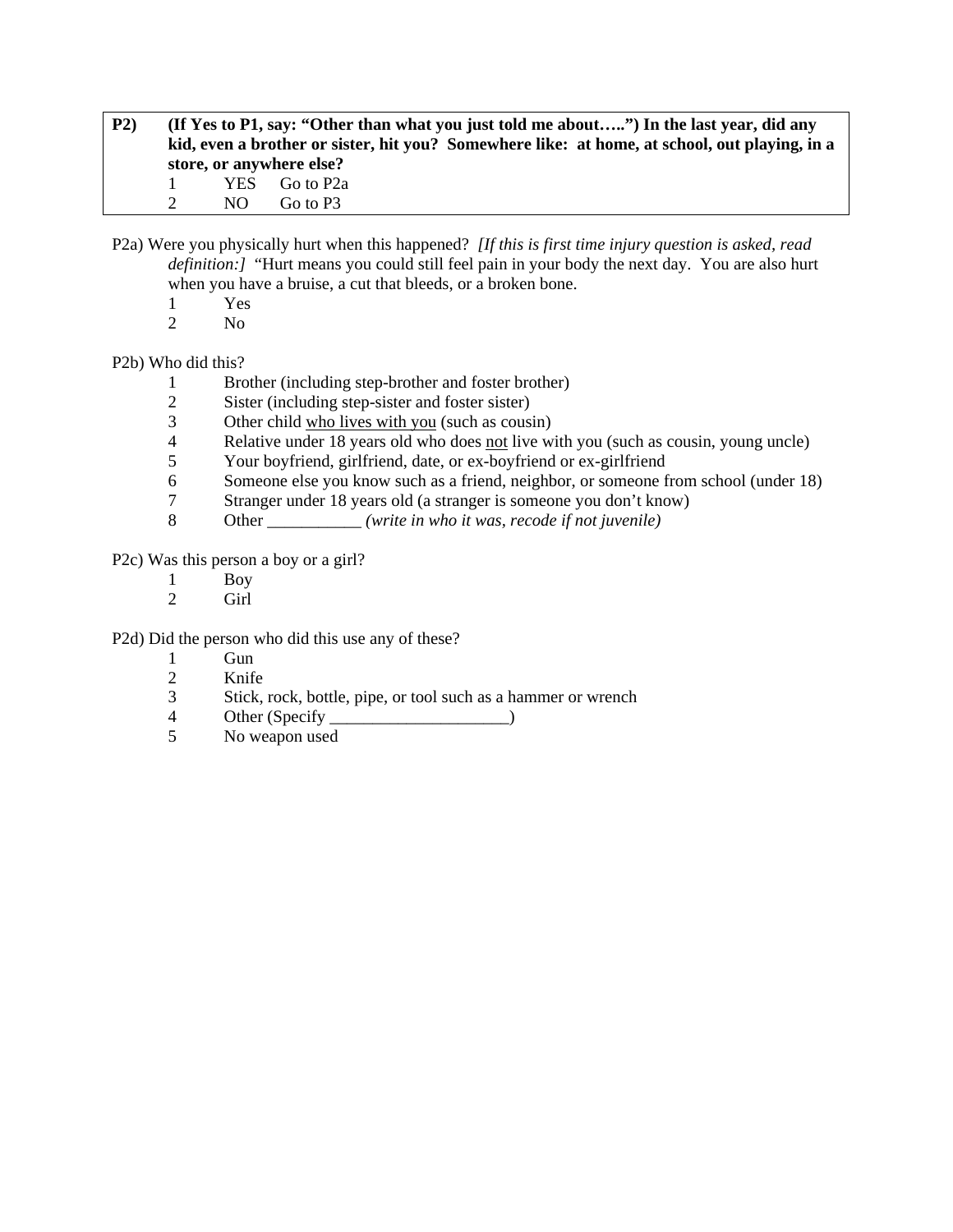| **P2)** | **(If Yes to P1, say: "Other than what you just told me about…..") In the last year, did any kid, even a brother or sister, hit you? Somewhere like: at home, at school, out playing, in a store, or anywhere else?** |
|---|---|
| | 1 YES Go to P2a |
| | 2 NO Go to P3 |

P2a) Were you physically hurt when this happened? *[If this is first time injury question is asked, read definition:]* "Hurt means you could still feel pain in your body the next day. You are also hurt when you have a bruise, a cut that bleeds, or a broken bone.

1 Yes
2 No

P2b) Who did this?

1 Brother (including step-brother and foster brother)
2 Sister (including step-sister and foster sister)
3 Other child <u>who lives with you</u> (such as cousin)
4 Relative under 18 years old who does <u>not</u> live with you (such as cousin, young uncle)
5 Your boyfriend, girlfriend, date, or ex-boyfriend or ex-girlfriend
6 Someone else you know such as a friend, neighbor, or someone from school (under 18)
7 Stranger under 18 years old (a stranger is someone you don't know)
8 Other ___________ *(write in who it was, recode if not juvenile)*

P2c) Was this person a boy or a girl?

1 Boy
2 Girl

P2d) Did the person who did this use any of these?

1 Gun
2 Knife
3 Stick, rock, bottle, pipe, or tool such as a hammer or wrench
4 Other (Specify _____________________)
5 No weapon used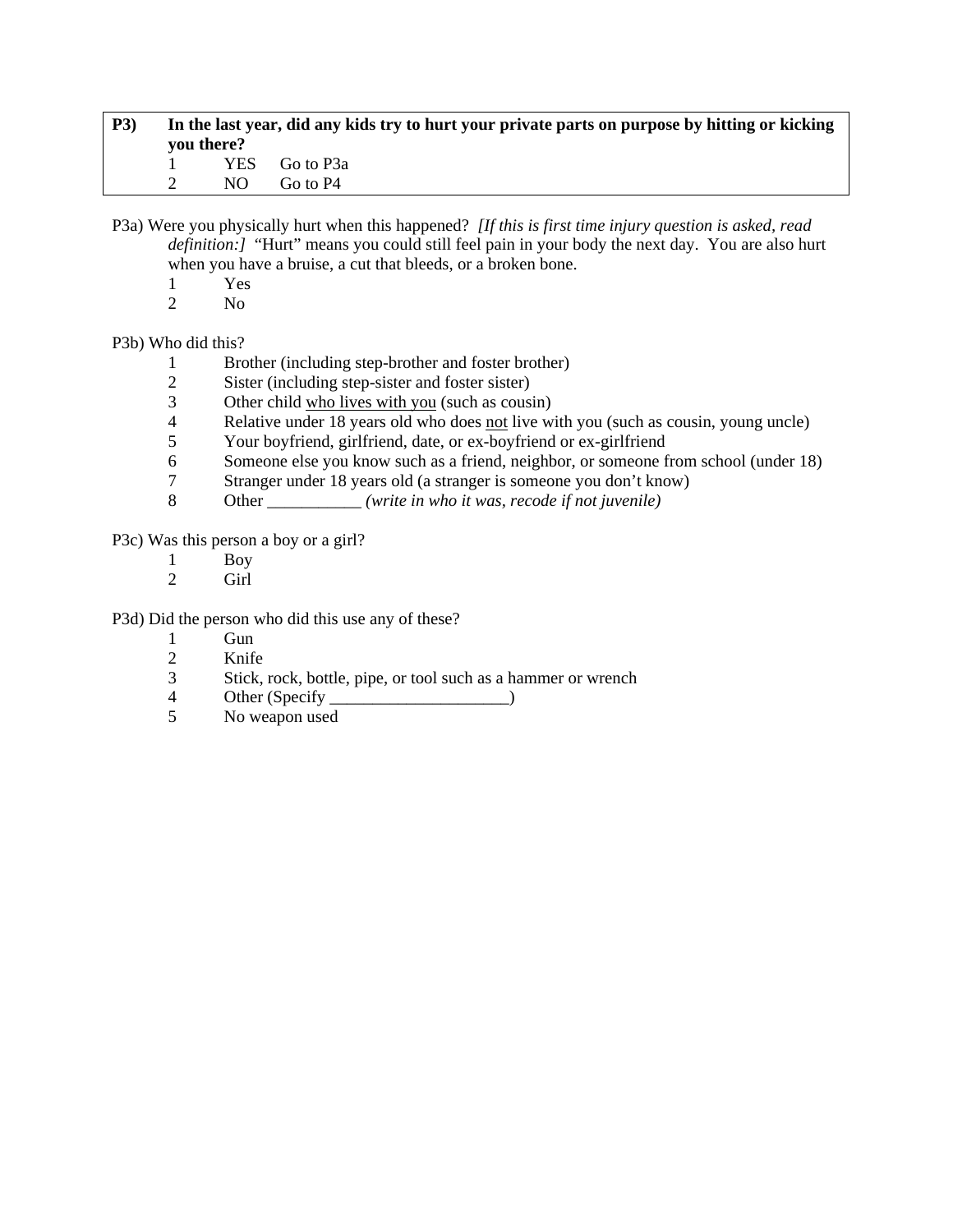**P3)** **In the last year, did any kids try to hurt your private parts on purpose by hitting or kicking you there?**

1 YES Go to P3a
2 NO Go to P4

P3a) Were you physically hurt when this happened? *[If this is first time injury question is asked, read definition:]* “Hurt” means you could still feel pain in your body the next day. You are also hurt when you have a bruise, a cut that bleeds, or a broken bone.

1 Yes
2 No

P3b) Who did this?

1 Brother (including step-brother and foster brother)
2 Sister (including step-sister and foster sister)
3 Other child <u>who lives with you</u> (such as cousin)
4 Relative under 18 years old who does <u>not</u> live with you (such as cousin, young uncle)
5 Your boyfriend, girlfriend, date, or ex-boyfriend or ex-girlfriend
6 Someone else you know such as a friend, neighbor, or someone from school (under 18)
7 Stranger under 18 years old (a stranger is someone you don’t know)
8 Other ___________ *(write in who it was, recode if not juvenile)*

P3c) Was this person a boy or a girl?

1 Boy
2 Girl

P3d) Did the person who did this use any of these?

1 Gun
2 Knife
3 Stick, rock, bottle, pipe, or tool such as a hammer or wrench
4 Other (Specify _____________________)
5 No weapon used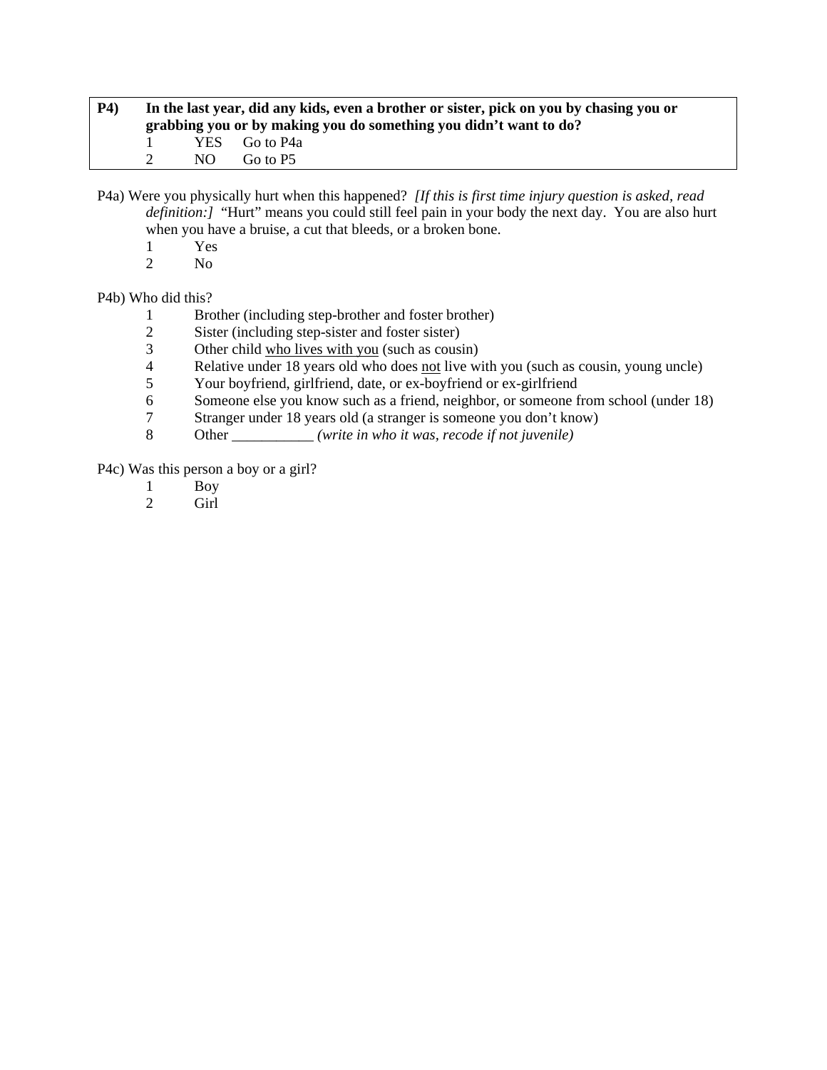| **P4)** | **In the last year, did any kids, even a brother or sister, pick on you by chasing you or grabbing you or by making you do something you didn't want to do?** |
|---|---|
| | 1 YES Go to P4a |
| | 2 NO Go to P5 |

P4a) Were you physically hurt when this happened? *[If this is first time injury question is asked, read definition:]* "Hurt" means you could still feel pain in your body the next day. You are also hurt when you have a bruise, a cut that bleeds, or a broken bone.

1 Yes
2 No

P4b) Who did this?

1 Brother (including step-brother and foster brother)
2 Sister (including step-sister and foster sister)
3 Other child <u>who lives with you</u> (such as cousin)
4 Relative under 18 years old who does <u>not</u> live with you (such as cousin, young uncle)
5 Your boyfriend, girlfriend, date, or ex-boyfriend or ex-girlfriend
6 Someone else you know such as a friend, neighbor, or someone from school (under 18)
7 Stranger under 18 years old (a stranger is someone you don't know)
8 Other ___________ *(write in who it was, recode if not juvenile)*

P4c) Was this person a boy or a girl?

1 Boy
2 Girl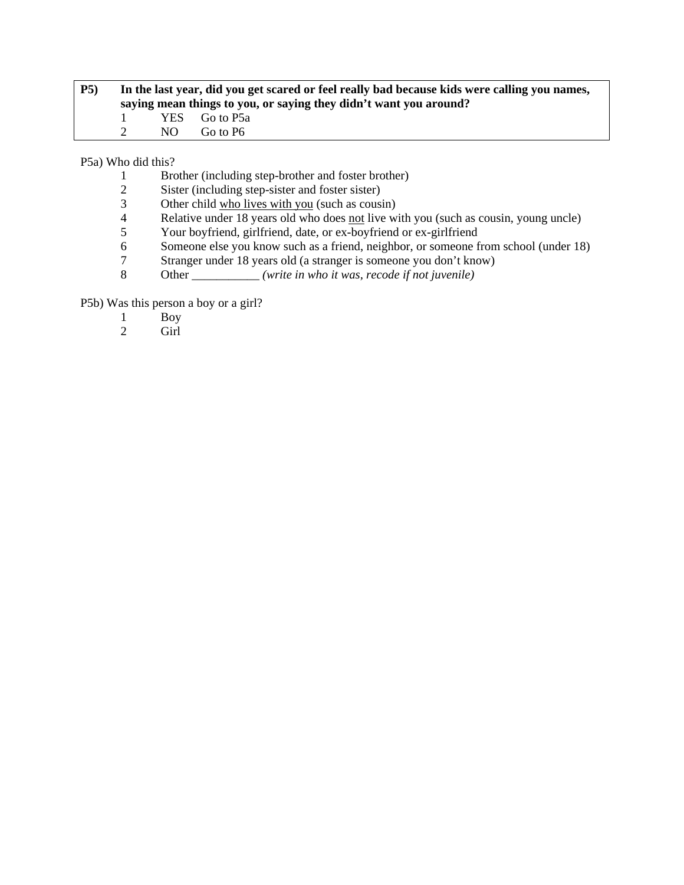**P5)** **In the last year, did you get scared or feel really bad because kids were calling you names, saying mean things to you, or saying they didn't want you around?**

1 YES Go to P5a
2 NO Go to P6

P5a) Who did this?

1 Brother (including step-brother and foster brother)
2 Sister (including step-sister and foster sister)
3 Other child <u>who lives with you</u> (such as cousin)
4 Relative under 18 years old who does <u>not</u> live with you (such as cousin, young uncle)
5 Your boyfriend, girlfriend, date, or ex-boyfriend or ex-girlfriend
6 Someone else you know such as a friend, neighbor, or someone from school (under 18)
7 Stranger under 18 years old (a stranger is someone you don't know)
8 Other ___________ *(write in who it was, recode if not juvenile)*

P5b) Was this person a boy or a girl?

1 Boy
2 Girl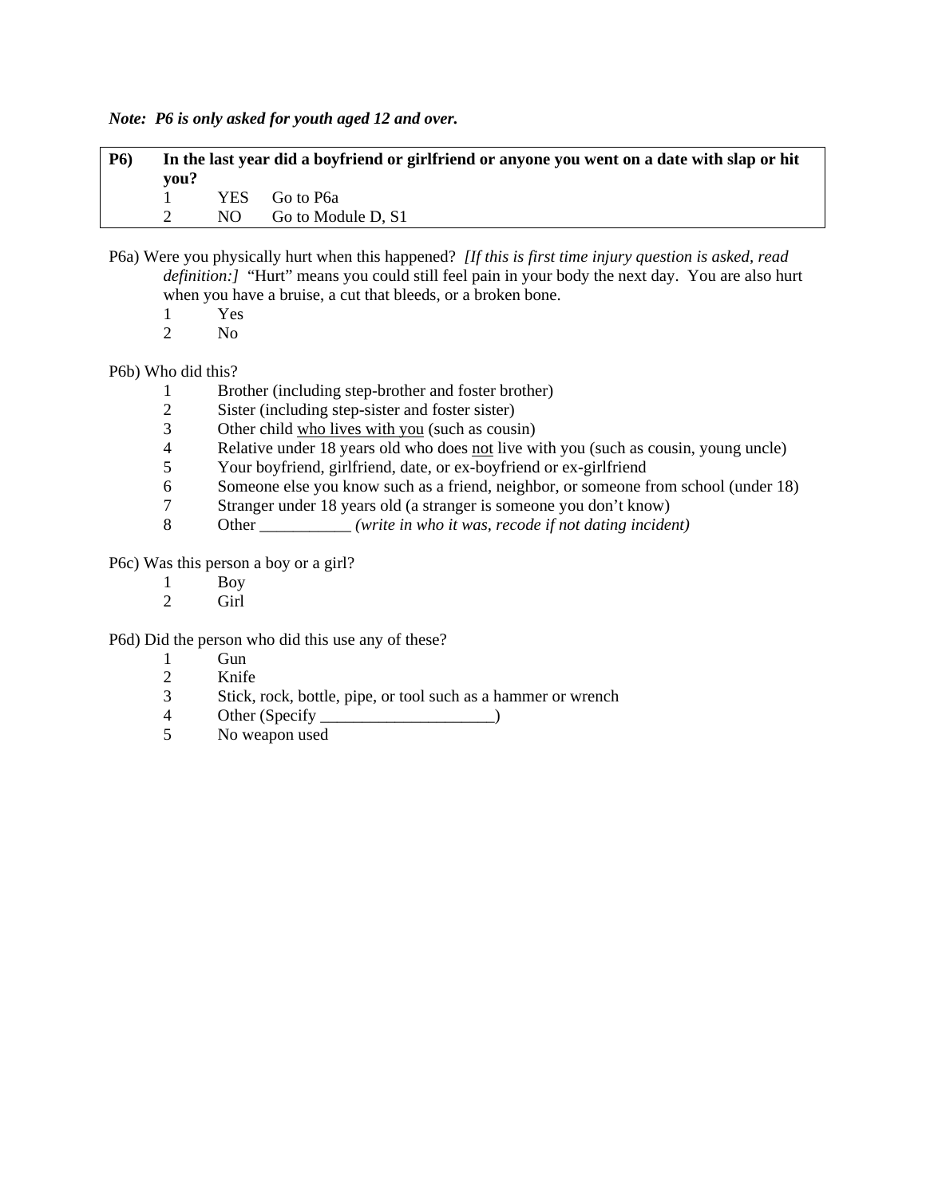***Note: P6 is only asked for youth aged 12 and over.***

| **P6)** | **In the last year did a boyfriend or girlfriend or anyone you went on a date with slap or hit you?** |
|---|---|
| | 1 YES Go to P6a |
| | 2 NO Go to Module D, S1 |

P6a) Were you physically hurt when this happened? *[If this is first time injury question is asked, read definition:]* "Hurt" means you could still feel pain in your body the next day. You are also hurt when you have a bruise, a cut that bleeds, or a broken bone.

1 Yes
2 No

P6b) Who did this?

1 Brother (including step-brother and foster brother)
2 Sister (including step-sister and foster sister)
3 Other child <u>who lives with you</u> (such as cousin)
4 Relative under 18 years old who does <u>not</u> live with you (such as cousin, young uncle)
5 Your boyfriend, girlfriend, date, or ex-boyfriend or ex-girlfriend
6 Someone else you know such as a friend, neighbor, or someone from school (under 18)
7 Stranger under 18 years old (a stranger is someone you don't know)
8 Other ___________ *(write in who it was, recode if not dating incident)*

P6c) Was this person a boy or a girl?

1 Boy
2 Girl

P6d) Did the person who did this use any of these?

1 Gun
2 Knife
3 Stick, rock, bottle, pipe, or tool such as a hammer or wrench
4 Other (Specify _____________________)
5 No weapon used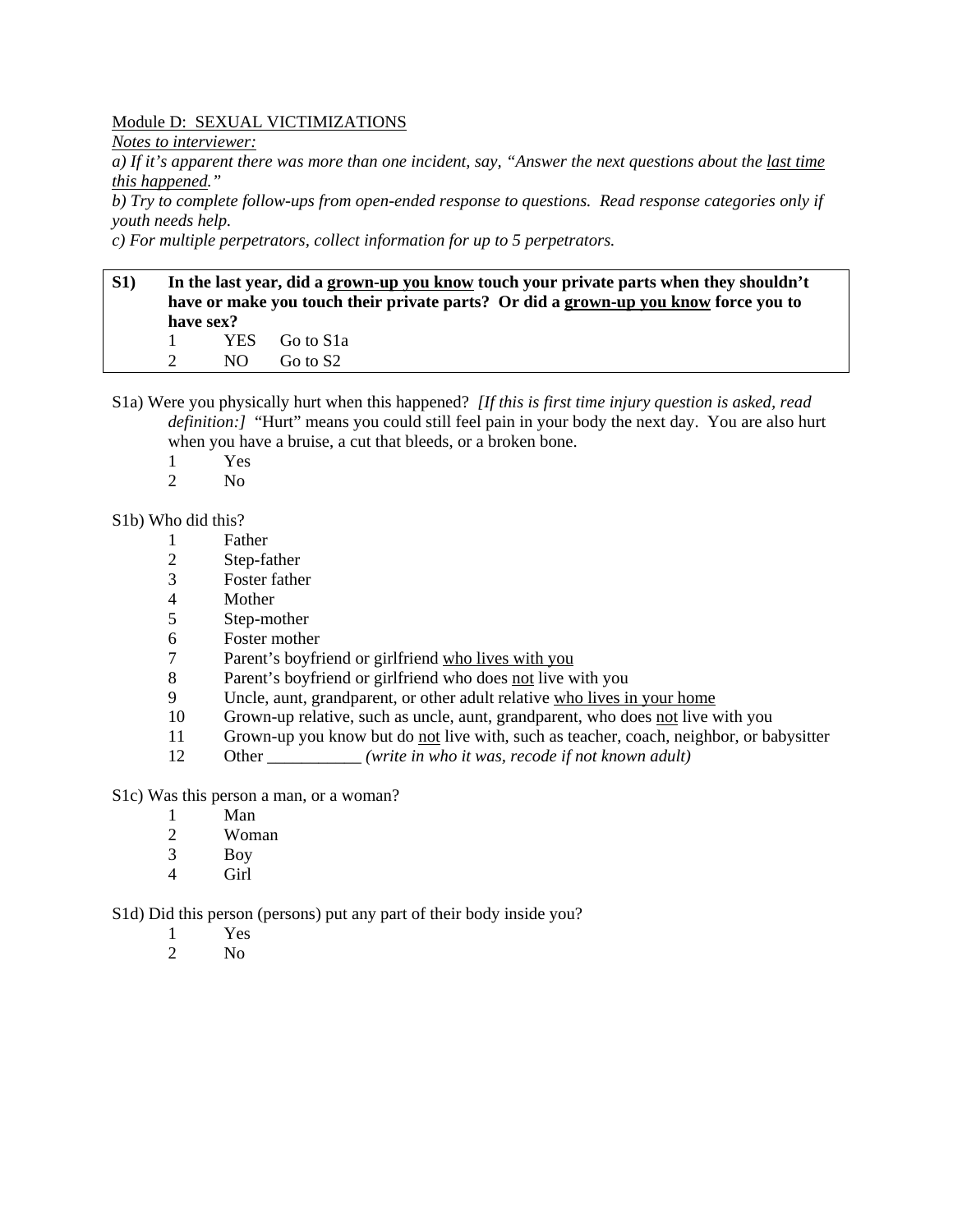Module D: SEXUAL VICTIMIZATIONS

*Notes to interviewer:*

*a) If it's apparent there was more than one incident, say, "Answer the next questions about the last time this happened."*

*b) Try to complete follow-ups from open-ended response to questions. Read response categories only if youth needs help.*

*c) For multiple perpetrators, collect information for up to 5 perpetrators.*

**S1) In the last year, did a grown-up you know touch your private parts when they shouldn't have or make you touch their private parts? Or did a grown-up you know force you to have sex?**

1 YES Go to S1a

2 NO Go to S2

S1a) Were you physically hurt when this happened? *[If this is first time injury question is asked, read definition:]* "Hurt" means you could still feel pain in your body the next day. You are also hurt when you have a bruise, a cut that bleeds, or a broken bone.

1 Yes

2 No

S1b) Who did this?

1 Father

2 Step-father

3 Foster father

4 Mother

5 Step-mother

6 Foster mother

7 Parent's boyfriend or girlfriend who lives with you

8 Parent's boyfriend or girlfriend who does not live with you

9 Uncle, aunt, grandparent, or other adult relative who lives in your home

10 Grown-up relative, such as uncle, aunt, grandparent, who does not live with you

11 Grown-up you know but do not live with, such as teacher, coach, neighbor, or babysitter

12 Other ___________ *(write in who it was, recode if not known adult)*

S1c) Was this person a man, or a woman?

1 Man

2 Woman

3 Boy

4 Girl

S1d) Did this person (persons) put any part of their body inside you?

1 Yes

2 No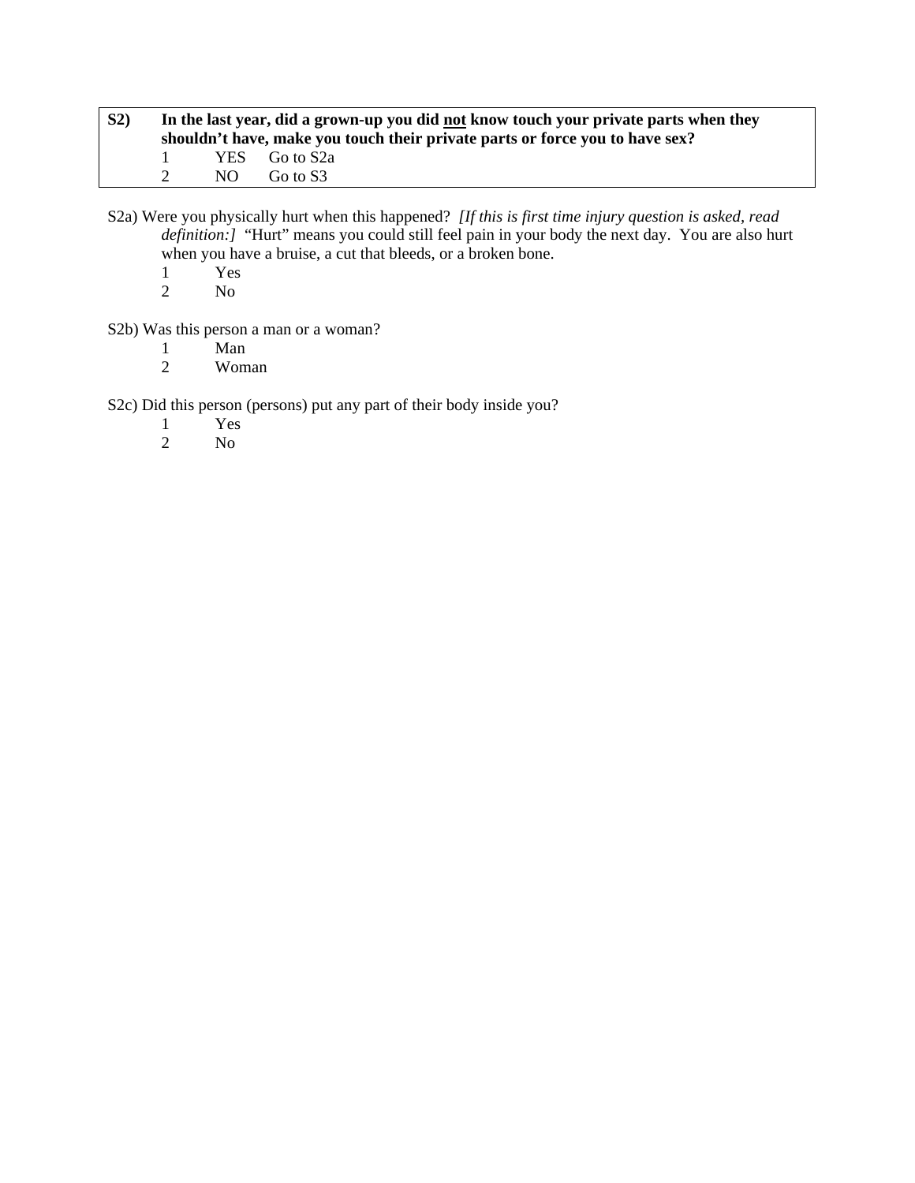**S2)** **In the last year, did a grown-up you did <u>not</u> know touch your private parts when they shouldn't have, make you touch their private parts or force you to have sex?**

1 YES Go to S2a

2 NO Go to S3

S2a) Were you physically hurt when this happened? *[If this is first time injury question is asked, read definition:]* "Hurt" means you could still feel pain in your body the next day. You are also hurt when you have a bruise, a cut that bleeds, or a broken bone.

1 Yes

2 No

S2b) Was this person a man or a woman?

1 Man

2 Woman

S2c) Did this person (persons) put any part of their body inside you?

1 Yes

2 No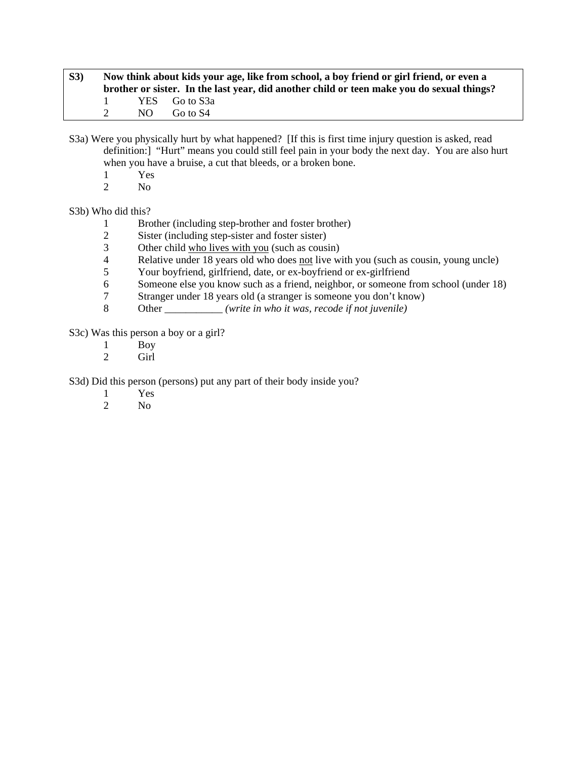| | |
|---|---|
| **S3)** | **Now think about kids your age, like from school, a boy friend or girl friend, or even a brother or sister. In the last year, did another child or teen make you do sexual things?** |
| | 1 YES Go to S3a |
| | 2 NO Go to S4 |

S3a) Were you physically hurt by what happened? [If this is first time injury question is asked, read definition:] "Hurt" means you could still feel pain in your body the next day. You are also hurt when you have a bruise, a cut that bleeds, or a broken bone.

1 Yes
2 No

S3b) Who did this?

1 Brother (including step-brother and foster brother)
2 Sister (including step-sister and foster sister)
3 Other child <u>who lives with you</u> (such as cousin)
4 Relative under 18 years old who does <u>not</u> live with you (such as cousin, young uncle)
5 Your boyfriend, girlfriend, date, or ex-boyfriend or ex-girlfriend
6 Someone else you know such as a friend, neighbor, or someone from school (under 18)
7 Stranger under 18 years old (a stranger is someone you don't know)
8 Other ___________ *(write in who it was, recode if not juvenile)*

S3c) Was this person a boy or a girl?

1 Boy
2 Girl

S3d) Did this person (persons) put any part of their body inside you?

1 Yes
2 No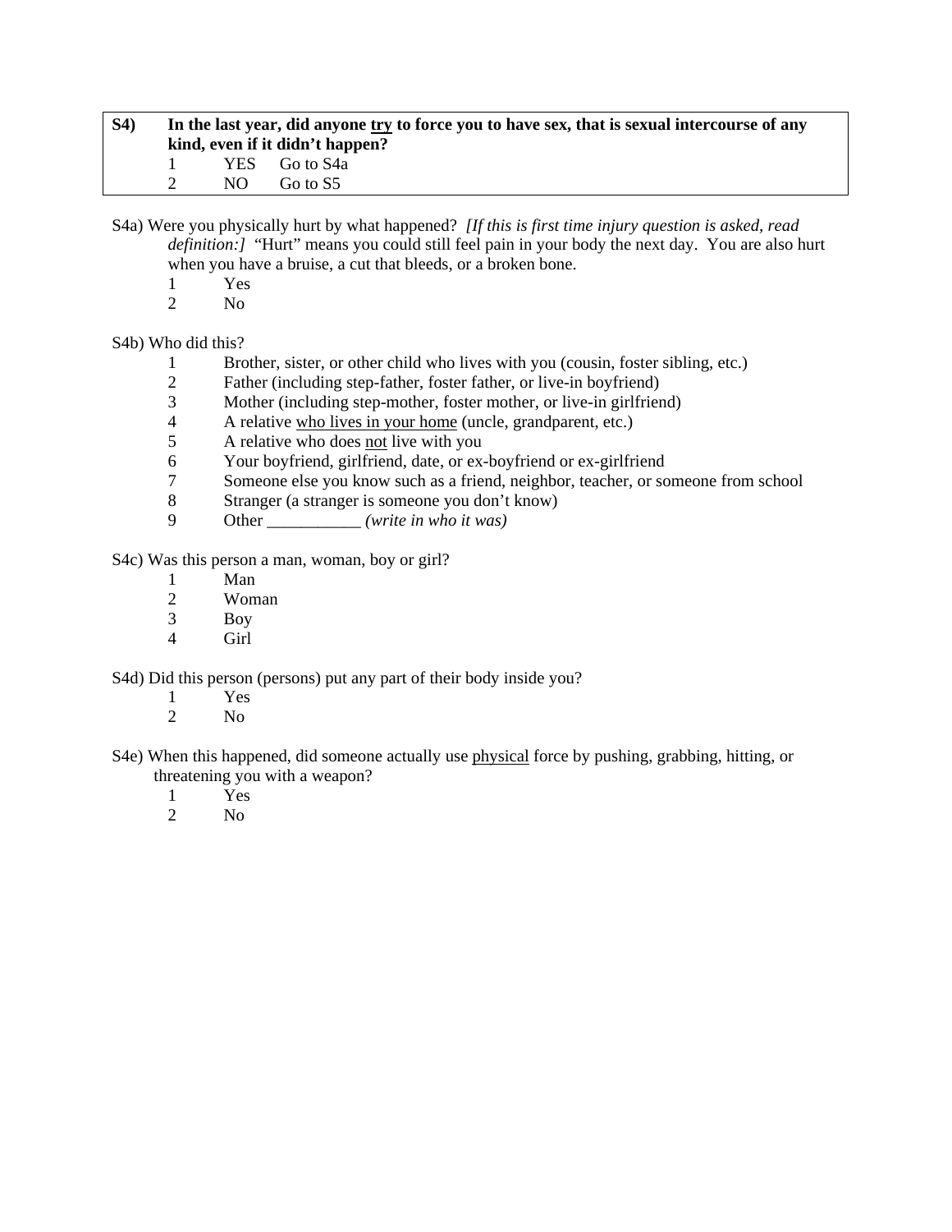| **S4)** | **In the last year, did anyone <u>try</u> to force you to have sex, that is sexual intercourse of any kind, even if it didn't happen?** | | |
|---|---|---|---|
| | 1 | YES | Go to S4a |
| | 2 | NO | Go to S5 |

S4a) Were you physically hurt by what happened? *[If this is first time injury question is asked, read definition:]* "Hurt" means you could still feel pain in your body the next day. You are also hurt when you have a bruise, a cut that bleeds, or a broken bone.

1 Yes
2 No

S4b) Who did this?

1 Brother, sister, or other child who lives with you (cousin, foster sibling, etc.)
2 Father (including step-father, foster father, or live-in boyfriend)
3 Mother (including step-mother, foster mother, or live-in girlfriend)
4 A relative <u>who lives in your home</u> (uncle, grandparent, etc.)
5 A relative who does <u>not</u> live with you
6 Your boyfriend, girlfriend, date, or ex-boyfriend or ex-girlfriend
7 Someone else you know such as a friend, neighbor, teacher, or someone from school
8 Stranger (a stranger is someone you don't know)
9 Other ___________ *(write in who it was)*

S4c) Was this person a man, woman, boy or girl?

1 Man
2 Woman
3 Boy
4 Girl

S4d) Did this person (persons) put any part of their body inside you?

1 Yes
2 No

S4e) When this happened, did someone actually use <u>physical</u> force by pushing, grabbing, hitting, or threatening you with a weapon?

1 Yes
2 No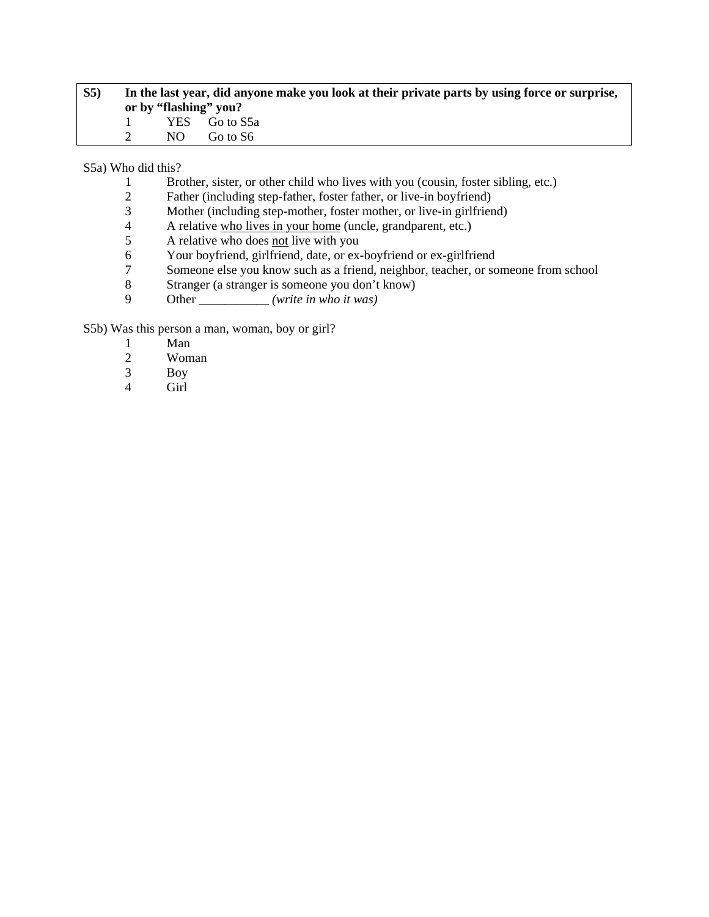**S5)** **In the last year, did anyone make you look at their private parts by using force or surprise, or by "flashing" you?**

1 YES Go to S5a
2 NO Go to S6

S5a) Who did this?

1 Brother, sister, or other child who lives with you (cousin, foster sibling, etc.)
2 Father (including step-father, foster father, or live-in boyfriend)
3 Mother (including step-mother, foster mother, or live-in girlfriend)
4 A relative <u>who lives in your home</u> (uncle, grandparent, etc.)
5 A relative who does <u>not</u> live with you
6 Your boyfriend, girlfriend, date, or ex-boyfriend or ex-girlfriend
7 Someone else you know such as a friend, neighbor, teacher, or someone from school
8 Stranger (a stranger is someone you don't know)
9 Other ___________ *(write in who it was)*

S5b) Was this person a man, woman, boy or girl?

1 Man
2 Woman
3 Boy
4 Girl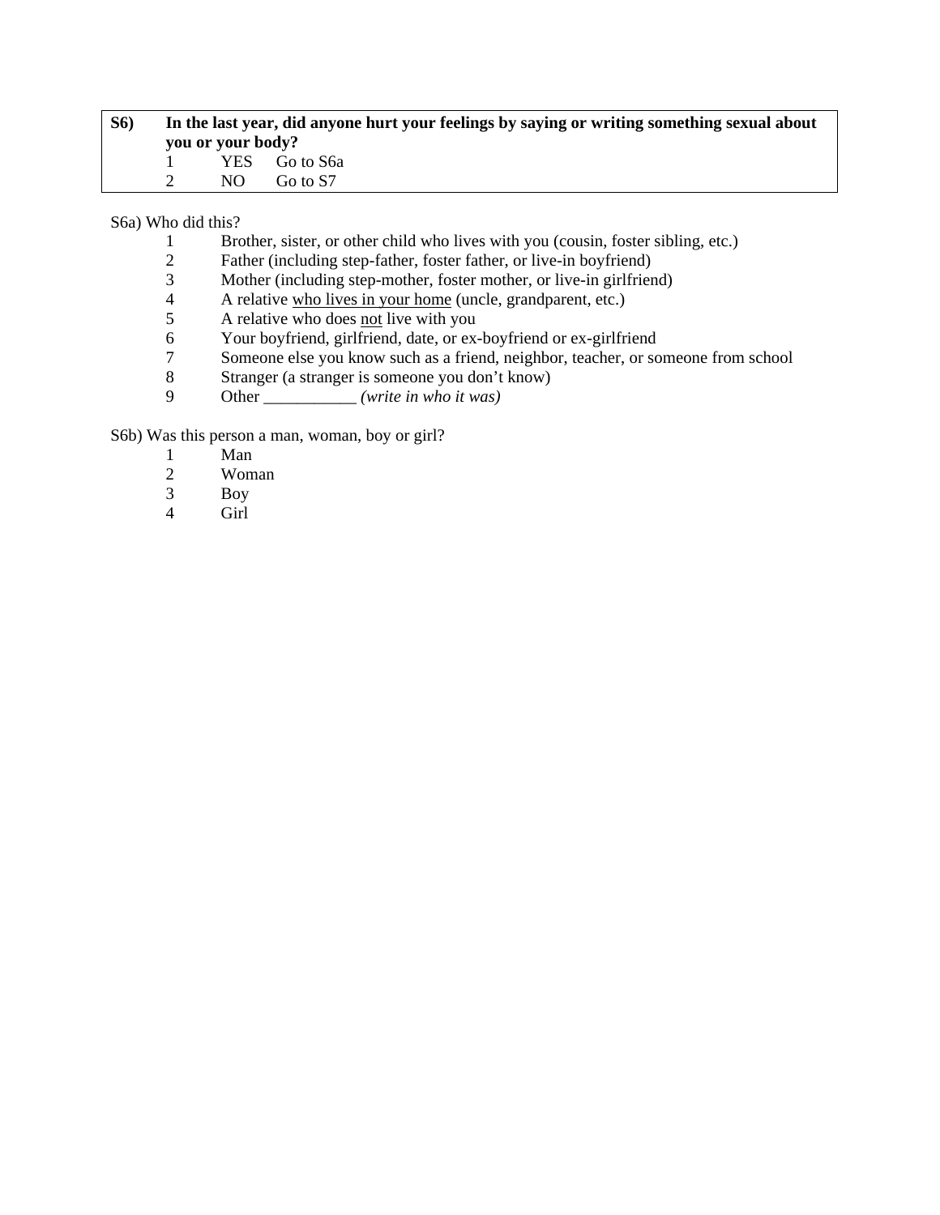**S6) In the last year, did anyone hurt your feelings by saying or writing something sexual about you or your body?**

1 YES Go to S6a
2 NO Go to S7

S6a) Who did this?

1 Brother, sister, or other child who lives with you (cousin, foster sibling, etc.)
2 Father (including step-father, foster father, or live-in boyfriend)
3 Mother (including step-mother, foster mother, or live-in girlfriend)
4 A relative <u>who lives in your home</u> (uncle, grandparent, etc.)
5 A relative who does <u>not</u> live with you
6 Your boyfriend, girlfriend, date, or ex-boyfriend or ex-girlfriend
7 Someone else you know such as a friend, neighbor, teacher, or someone from school
8 Stranger (a stranger is someone you don't know)
9 Other ___________ *(write in who it was)*

S6b) Was this person a man, woman, boy or girl?

1 Man
2 Woman
3 Boy
4 Girl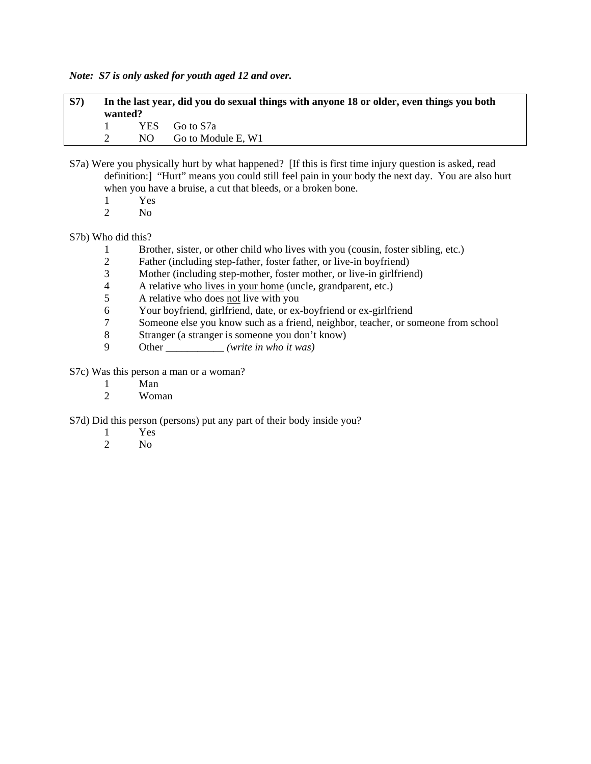***Note: S7 is only asked for youth aged 12 and over.***

| **S7)** | **In the last year, did you do sexual things with anyone 18 or older, even things you both wanted?** | |
|---|---|---|
| | 1 YES | Go to S7a |
| | 2 NO | Go to Module E, W1 |

S7a) Were you physically hurt by what happened? [If this is first time injury question is asked, read definition:] "Hurt" means you could still feel pain in your body the next day. You are also hurt when you have a bruise, a cut that bleeds, or a broken bone.

1 Yes
2 No

S7b) Who did this?

1 Brother, sister, or other child who lives with you (cousin, foster sibling, etc.)
2 Father (including step-father, foster father, or live-in boyfriend)
3 Mother (including step-mother, foster mother, or live-in girlfriend)
4 A relative <u>who lives in your home</u> (uncle, grandparent, etc.)
5 A relative who does <u>not</u> live with you
6 Your boyfriend, girlfriend, date, or ex-boyfriend or ex-girlfriend
7 Someone else you know such as a friend, neighbor, teacher, or someone from school
8 Stranger (a stranger is someone you don't know)
9 Other ___________ *(write in who it was)*

S7c) Was this person a man or a woman?

1 Man
2 Woman

S7d) Did this person (persons) put any part of their body inside you?

1 Yes
2 No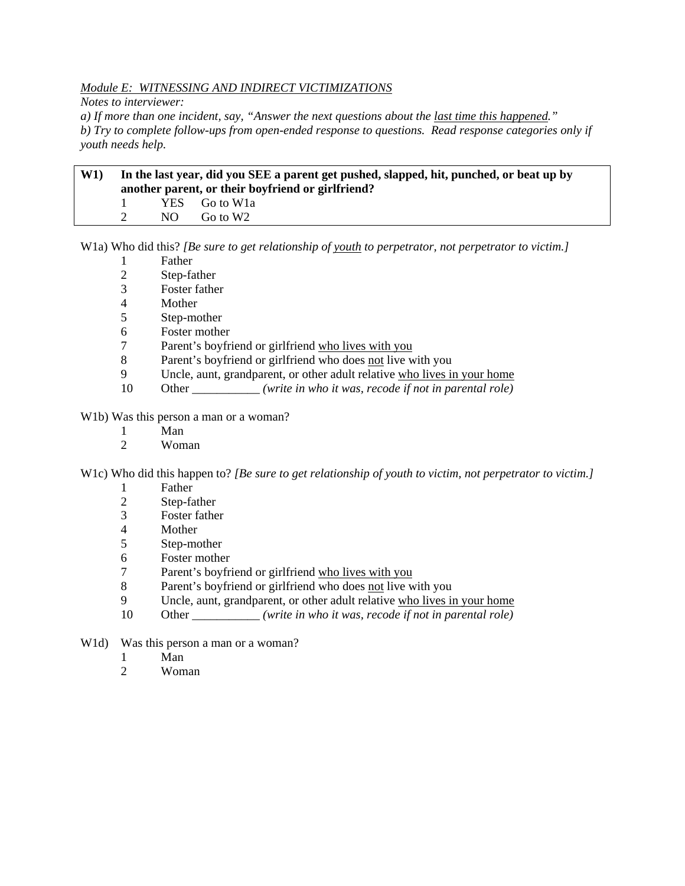*Module E: WITNESSING AND INDIRECT VICTIMIZATIONS*

*Notes to interviewer:*

*a) If more than one incident, say, "Answer the next questions about the last time this happened."*

*b) Try to complete follow-ups from open-ended response to questions. Read response categories only if youth needs help.*

**W1) In the last year, did you SEE a parent get pushed, slapped, hit, punched, or beat up by another parent, or their boyfriend or girlfriend?**

1 YES Go to W1a
2 NO Go to W2

W1a) Who did this? *[Be sure to get relationship of youth to perpetrator, not perpetrator to victim.]*

1 Father
2 Step-father
3 Foster father
4 Mother
5 Step-mother
6 Foster mother
7 Parent's boyfriend or girlfriend who lives with you
8 Parent's boyfriend or girlfriend who does not live with you
9 Uncle, aunt, grandparent, or other adult relative who lives in your home
10 Other ___________ *(write in who it was, recode if not in parental role)*

W1b) Was this person a man or a woman?

1 Man
2 Woman

W1c) Who did this happen to? *[Be sure to get relationship of youth to victim, not perpetrator to victim.]*

1 Father
2 Step-father
3 Foster father
4 Mother
5 Step-mother
6 Foster mother
7 Parent's boyfriend or girlfriend who lives with you
8 Parent's boyfriend or girlfriend who does not live with you
9 Uncle, aunt, grandparent, or other adult relative who lives in your home
10 Other ___________ *(write in who it was, recode if not in parental role)*

W1d) Was this person a man or a woman?

1 Man
2 Woman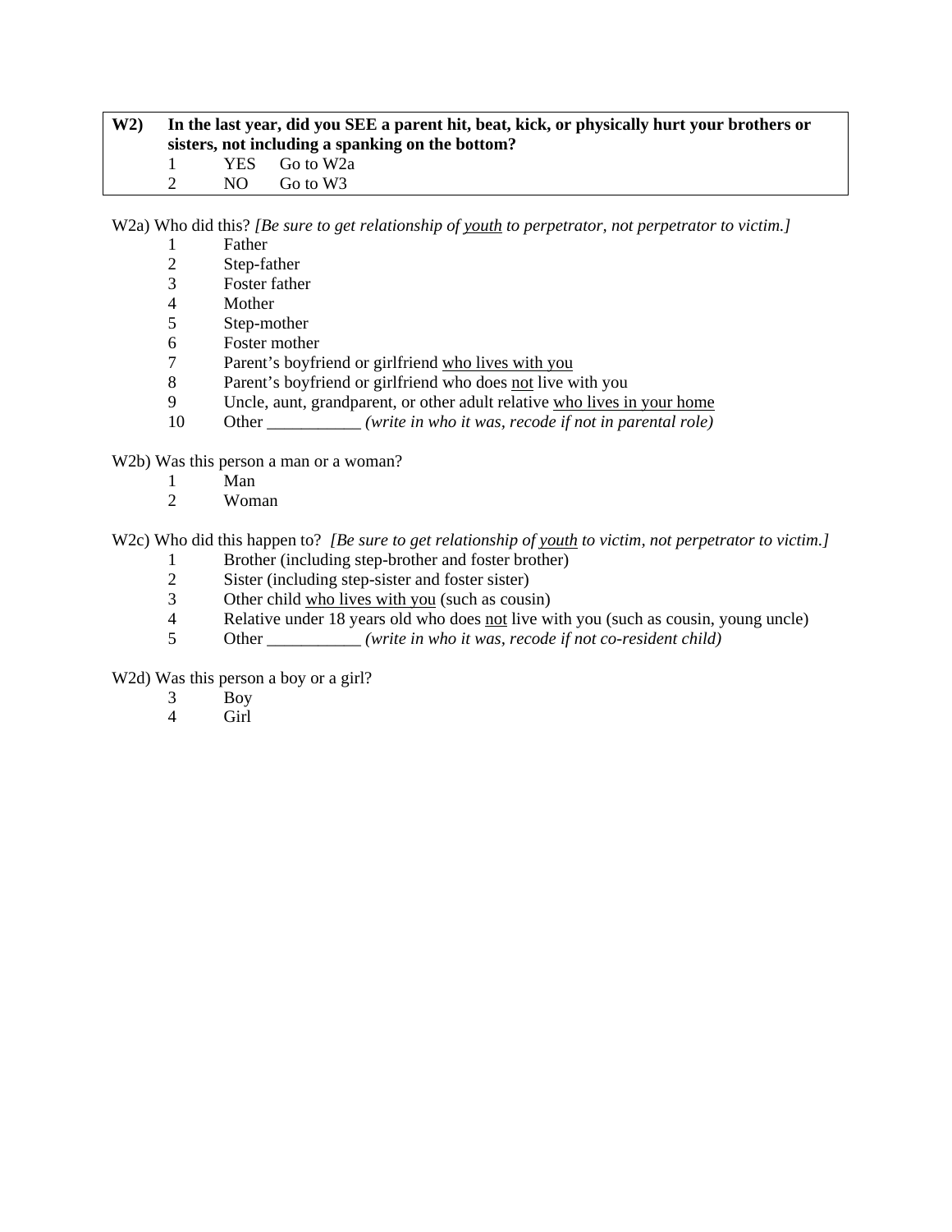| **W2)** | **In the last year, did you SEE a parent hit, beat, kick, or physically hurt your brothers or sisters, not including a spanking on the bottom?** |
|---|---|
| | 1 YES Go to W2a |
| | 2 NO Go to W3 |

W2a) Who did this? *[Be sure to get relationship of youth to perpetrator, not perpetrator to victim.]*

1 Father
2 Step-father
3 Foster father
4 Mother
5 Step-mother
6 Foster mother
7 Parent's boyfriend or girlfriend who lives with you
8 Parent's boyfriend or girlfriend who does not live with you
9 Uncle, aunt, grandparent, or other adult relative who lives in your home
10 Other ___________ *(write in who it was, recode if not in parental role)*

W2b) Was this person a man or a woman?

1 Man
2 Woman

W2c) Who did this happen to? *[Be sure to get relationship of youth to victim, not perpetrator to victim.]*

1 Brother (including step-brother and foster brother)
2 Sister (including step-sister and foster sister)
3 Other child who lives with you (such as cousin)
4 Relative under 18 years old who does not live with you (such as cousin, young uncle)
5 Other ___________ *(write in who it was, recode if not co-resident child)*

W2d) Was this person a boy or a girl?

3 Boy
4 Girl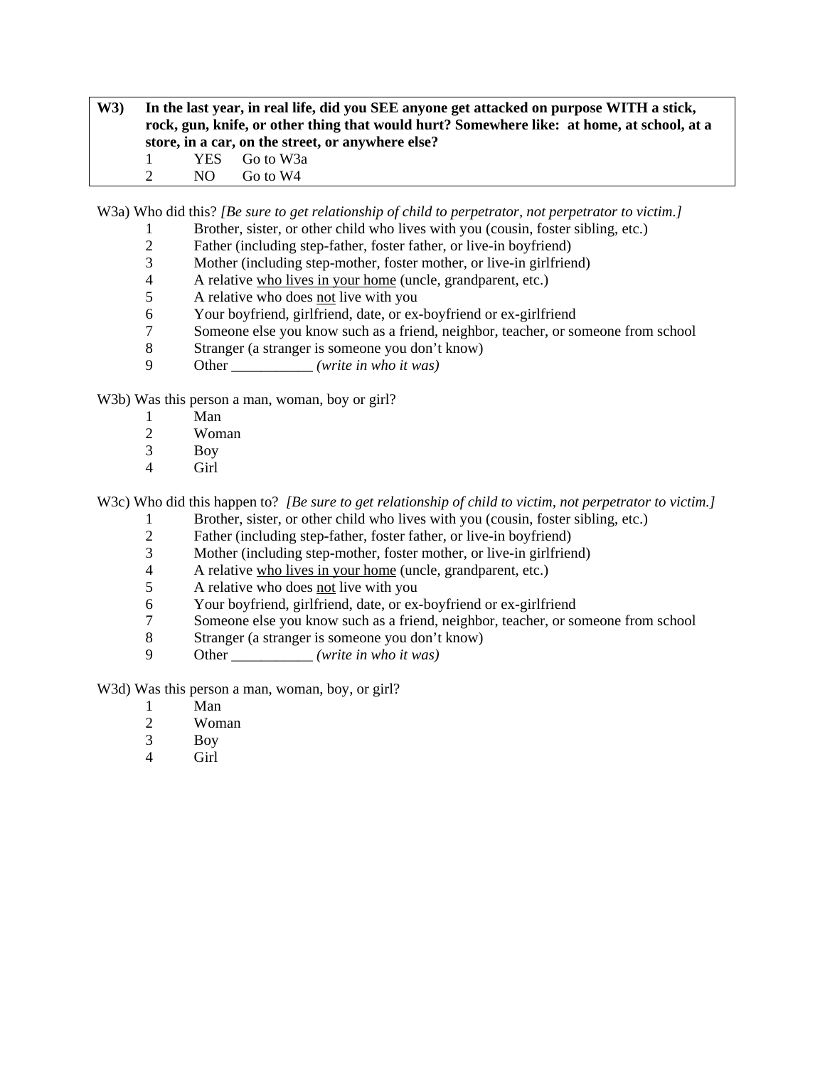**W3) In the last year, in real life, did you SEE anyone get attacked on purpose WITH a stick, rock, gun, knife, or other thing that would hurt? Somewhere like: at home, at school, at a store, in a car, on the street, or anywhere else?**

1 YES Go to W3a
2 NO Go to W4

W3a) Who did this? *[Be sure to get relationship of child to perpetrator, not perpetrator to victim.]*

1 Brother, sister, or other child who lives with you (cousin, foster sibling, etc.)
2 Father (including step-father, foster father, or live-in boyfriend)
3 Mother (including step-mother, foster mother, or live-in girlfriend)
4 A relative who lives in your home (uncle, grandparent, etc.)
5 A relative who does not live with you
6 Your boyfriend, girlfriend, date, or ex-boyfriend or ex-girlfriend
7 Someone else you know such as a friend, neighbor, teacher, or someone from school
8 Stranger (a stranger is someone you don't know)
9 Other ___________ *(write in who it was)*

W3b) Was this person a man, woman, boy or girl?

1 Man
2 Woman
3 Boy
4 Girl

W3c) Who did this happen to? *[Be sure to get relationship of child to victim, not perpetrator to victim.]*

1 Brother, sister, or other child who lives with you (cousin, foster sibling, etc.)
2 Father (including step-father, foster father, or live-in boyfriend)
3 Mother (including step-mother, foster mother, or live-in girlfriend)
4 A relative who lives in your home (uncle, grandparent, etc.)
5 A relative who does not live with you
6 Your boyfriend, girlfriend, date, or ex-boyfriend or ex-girlfriend
7 Someone else you know such as a friend, neighbor, teacher, or someone from school
8 Stranger (a stranger is someone you don't know)
9 Other ___________ *(write in who it was)*

W3d) Was this person a man, woman, boy, or girl?

1 Man
2 Woman
3 Boy
4 Girl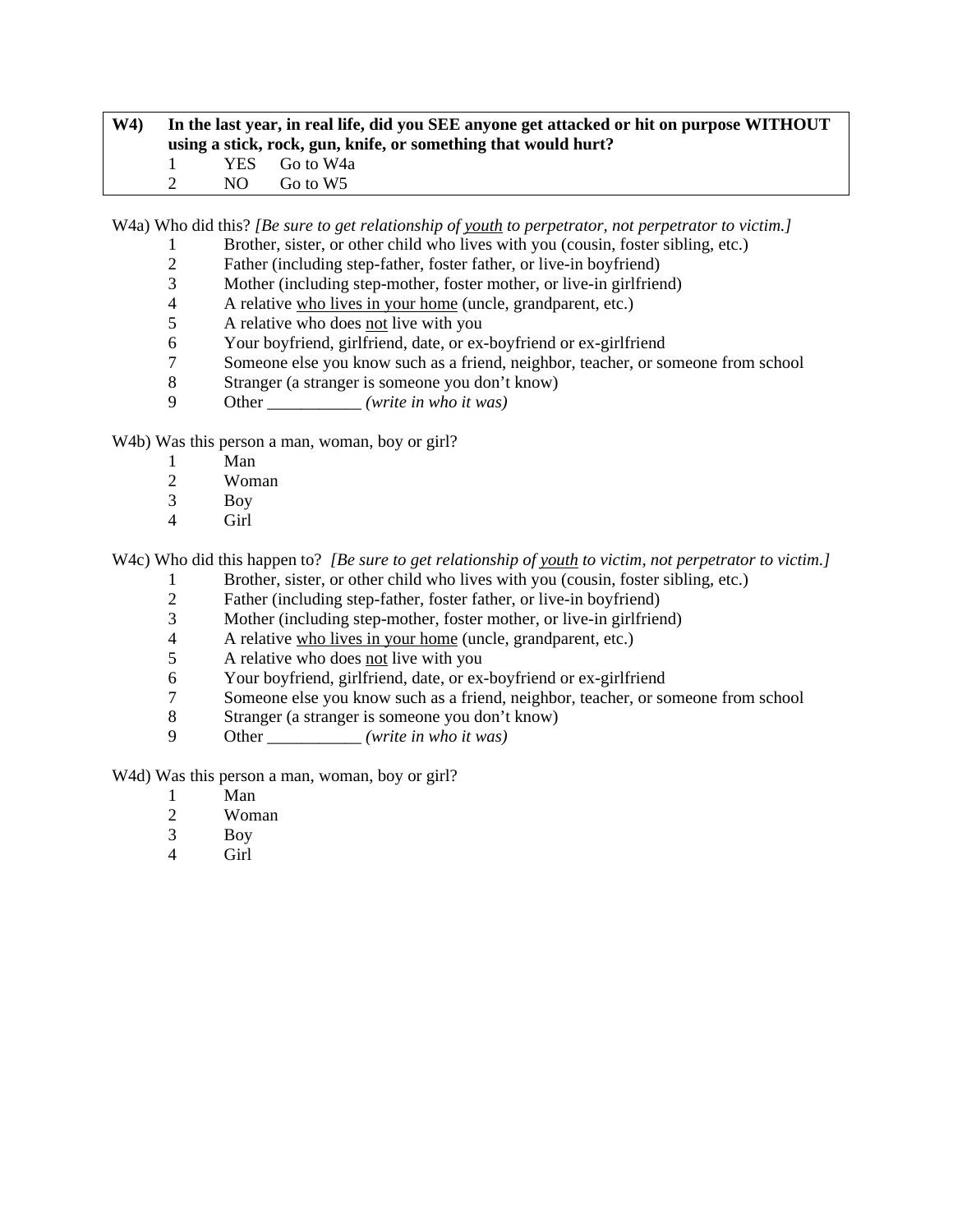**W4)** **In the last year, in real life, did you SEE anyone get attacked or hit on purpose WITHOUT using a stick, rock, gun, knife, or something that would hurt?**

1 YES Go to W4a
2 NO Go to W5

W4a) Who did this? *[Be sure to get relationship of youth to perpetrator, not perpetrator to victim.]*

1 Brother, sister, or other child who lives with you (cousin, foster sibling, etc.)
2 Father (including step-father, foster father, or live-in boyfriend)
3 Mother (including step-mother, foster mother, or live-in girlfriend)
4 A relative who lives in your home (uncle, grandparent, etc.)
5 A relative who does not live with you
6 Your boyfriend, girlfriend, date, or ex-boyfriend or ex-girlfriend
7 Someone else you know such as a friend, neighbor, teacher, or someone from school
8 Stranger (a stranger is someone you don't know)
9 Other ___________ *(write in who it was)*

W4b) Was this person a man, woman, boy or girl?

1 Man
2 Woman
3 Boy
4 Girl

W4c) Who did this happen to? *[Be sure to get relationship of youth to victim, not perpetrator to victim.]*

1 Brother, sister, or other child who lives with you (cousin, foster sibling, etc.)
2 Father (including step-father, foster father, or live-in boyfriend)
3 Mother (including step-mother, foster mother, or live-in girlfriend)
4 A relative who lives in your home (uncle, grandparent, etc.)
5 A relative who does not live with you
6 Your boyfriend, girlfriend, date, or ex-boyfriend or ex-girlfriend
7 Someone else you know such as a friend, neighbor, teacher, or someone from school
8 Stranger (a stranger is someone you don't know)
9 Other ___________ *(write in who it was)*

W4d) Was this person a man, woman, boy or girl?

1 Man
2 Woman
3 Boy
4 Girl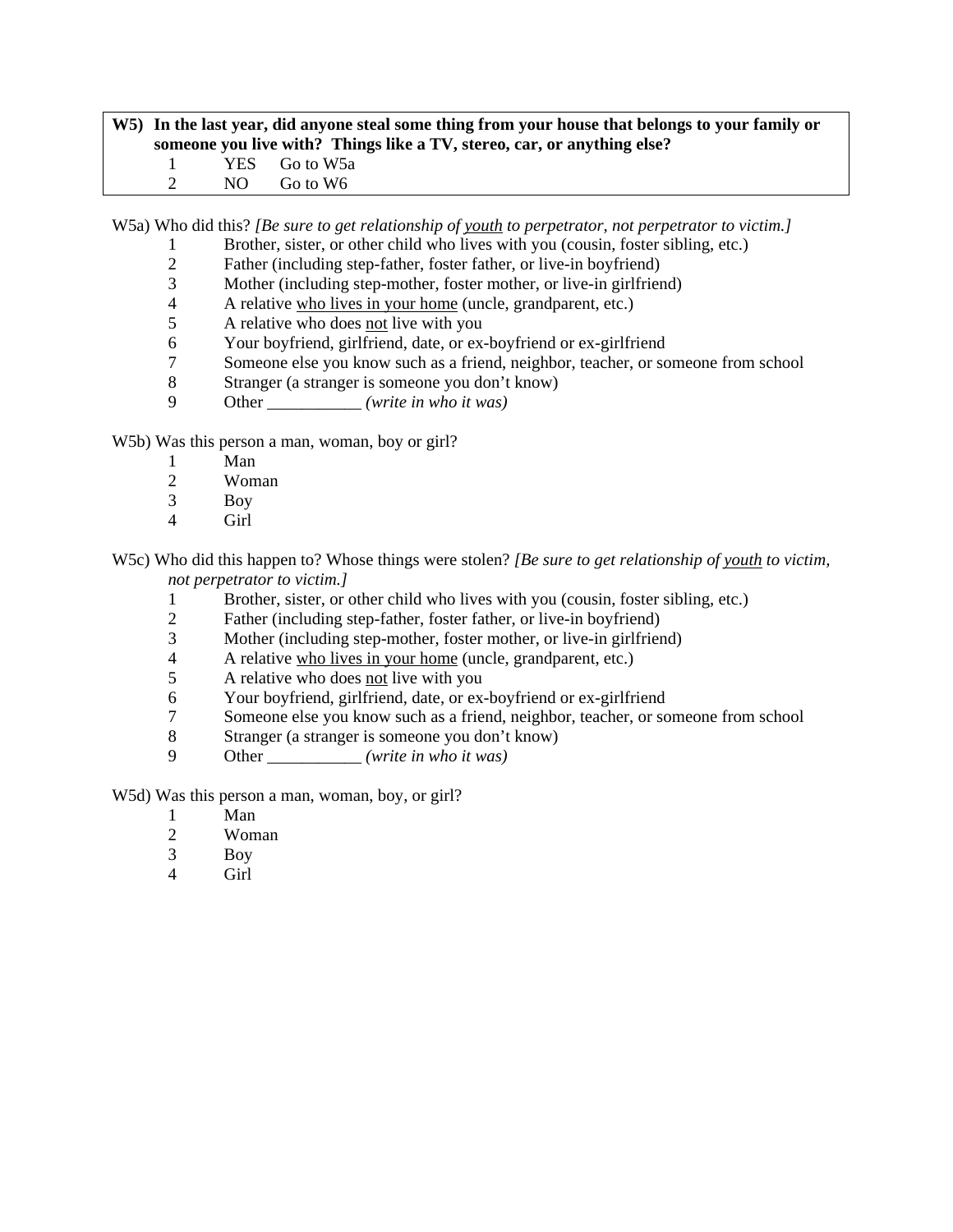**W5) In the last year, did anyone steal some thing from your house that belongs to your family or someone you live with? Things like a TV, stereo, car, or anything else?**

1 YES Go to W5a
2 NO Go to W6

W5a) Who did this? *[Be sure to get relationship of youth to perpetrator, not perpetrator to victim.]*

1 Brother, sister, or other child who lives with you (cousin, foster sibling, etc.)
2 Father (including step-father, foster father, or live-in boyfriend)
3 Mother (including step-mother, foster mother, or live-in girlfriend)
4 A relative who lives in your home (uncle, grandparent, etc.)
5 A relative who does not live with you
6 Your boyfriend, girlfriend, date, or ex-boyfriend or ex-girlfriend
7 Someone else you know such as a friend, neighbor, teacher, or someone from school
8 Stranger (a stranger is someone you don't know)
9 Other ___________ *(write in who it was)*

W5b) Was this person a man, woman, boy or girl?

1 Man
2 Woman
3 Boy
4 Girl

W5c) Who did this happen to? Whose things were stolen? *[Be sure to get relationship of youth to victim, not perpetrator to victim.]*

1 Brother, sister, or other child who lives with you (cousin, foster sibling, etc.)
2 Father (including step-father, foster father, or live-in boyfriend)
3 Mother (including step-mother, foster mother, or live-in girlfriend)
4 A relative who lives in your home (uncle, grandparent, etc.)
5 A relative who does not live with you
6 Your boyfriend, girlfriend, date, or ex-boyfriend or ex-girlfriend
7 Someone else you know such as a friend, neighbor, teacher, or someone from school
8 Stranger (a stranger is someone you don't know)
9 Other ___________ *(write in who it was)*

W5d) Was this person a man, woman, boy, or girl?

1 Man
2 Woman
3 Boy
4 Girl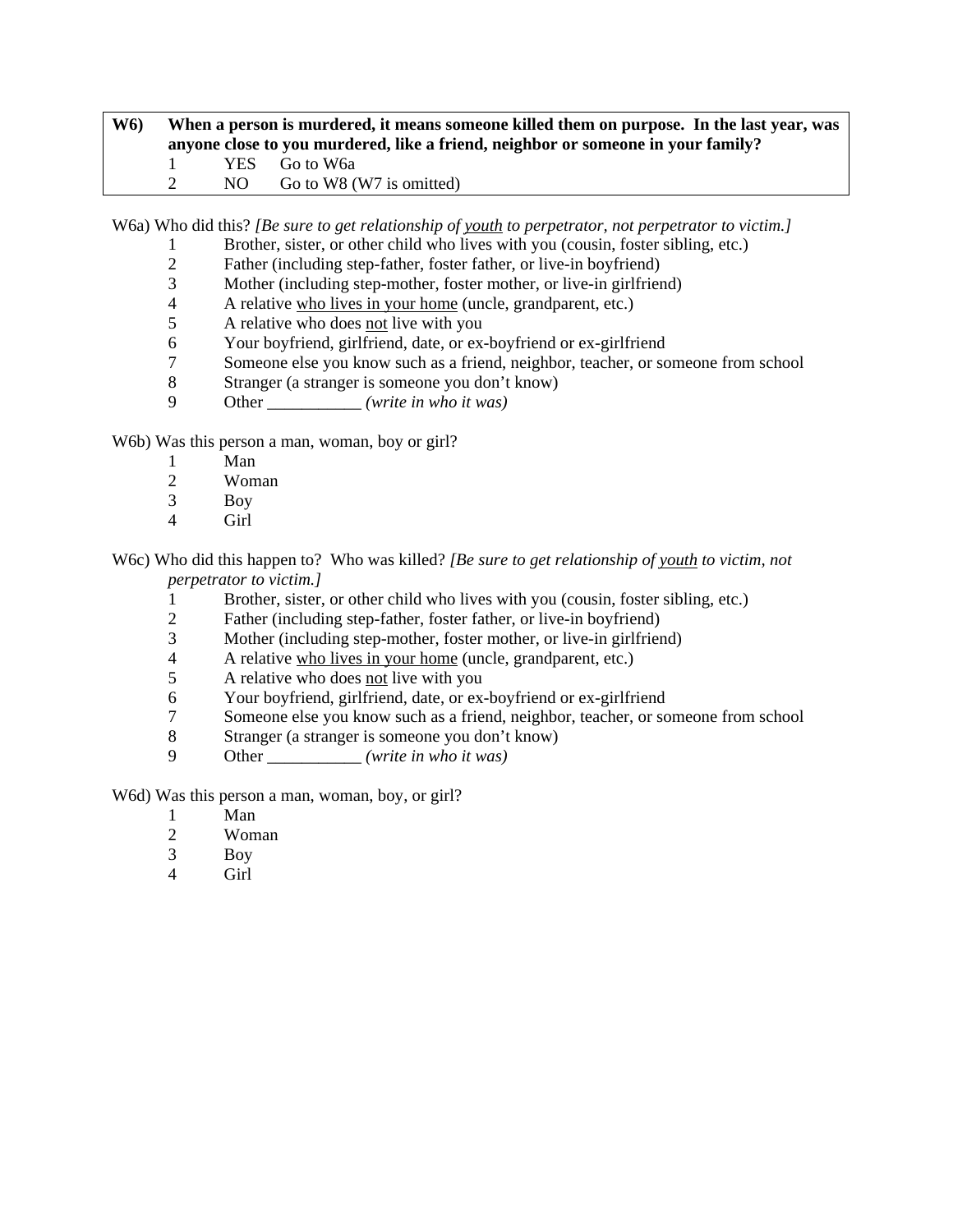| **W6)** | **When a person is murdered, it means someone killed them on purpose. In the last year, was anyone close to you murdered, like a friend, neighbor or someone in your family?** |
|---|---|
| | 1 YES Go to W6a |
| | 2 NO Go to W8 (W7 is omitted) |

W6a) Who did this? *[Be sure to get relationship of youth to perpetrator, not perpetrator to victim.]*

1. Brother, sister, or other child who lives with you (cousin, foster sibling, etc.)
2. Father (including step-father, foster father, or live-in boyfriend)
3. Mother (including step-mother, foster mother, or live-in girlfriend)
4. A relative who lives in your home (uncle, grandparent, etc.)
5. A relative who does not live with you
6. Your boyfriend, girlfriend, date, or ex-boyfriend or ex-girlfriend
7. Someone else you know such as a friend, neighbor, teacher, or someone from school
8. Stranger (a stranger is someone you don't know)
9. Other ___________ *(write in who it was)*

W6b) Was this person a man, woman, boy or girl?

1. Man
2. Woman
3. Boy
4. Girl

W6c) Who did this happen to? Who was killed? *[Be sure to get relationship of youth to victim, not perpetrator to victim.]*

1. Brother, sister, or other child who lives with you (cousin, foster sibling, etc.)
2. Father (including step-father, foster father, or live-in boyfriend)
3. Mother (including step-mother, foster mother, or live-in girlfriend)
4. A relative who lives in your home (uncle, grandparent, etc.)
5. A relative who does not live with you
6. Your boyfriend, girlfriend, date, or ex-boyfriend or ex-girlfriend
7. Someone else you know such as a friend, neighbor, teacher, or someone from school
8. Stranger (a stranger is someone you don't know)
9. Other ___________ *(write in who it was)*

W6d) Was this person a man, woman, boy, or girl?

1. Man
2. Woman
3. Boy
4. Girl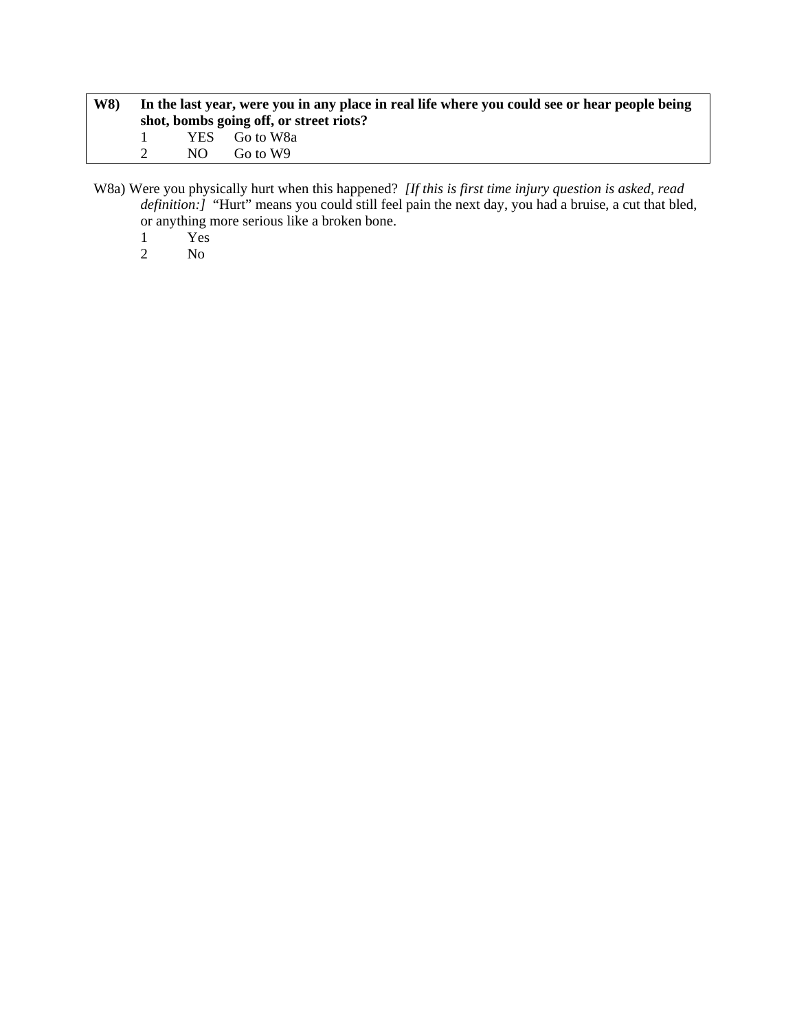**W8)** **In the last year, were you in any place in real life where you could see or hear people being shot, bombs going off, or street riots?**

1 YES Go to W8a
2 NO Go to W9

W8a) Were you physically hurt when this happened? *[If this is first time injury question is asked, read definition:]* "Hurt" means you could still feel pain the next day, you had a bruise, a cut that bled, or anything more serious like a broken bone.

1 Yes
2 No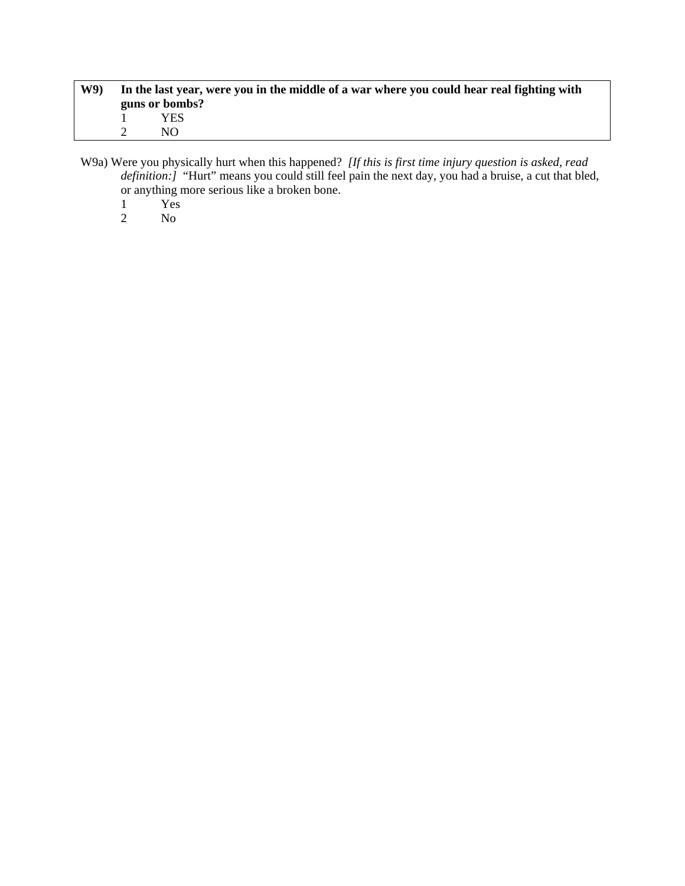**W9) In the last year, were you in the middle of a war where you could hear real fighting with guns or bombs?**

1 YES
2 NO

W9a) Were you physically hurt when this happened? *[If this is first time injury question is asked, read definition:]* "Hurt" means you could still feel pain the next day, you had a bruise, a cut that bled, or anything more serious like a broken bone.

1 Yes
2 No